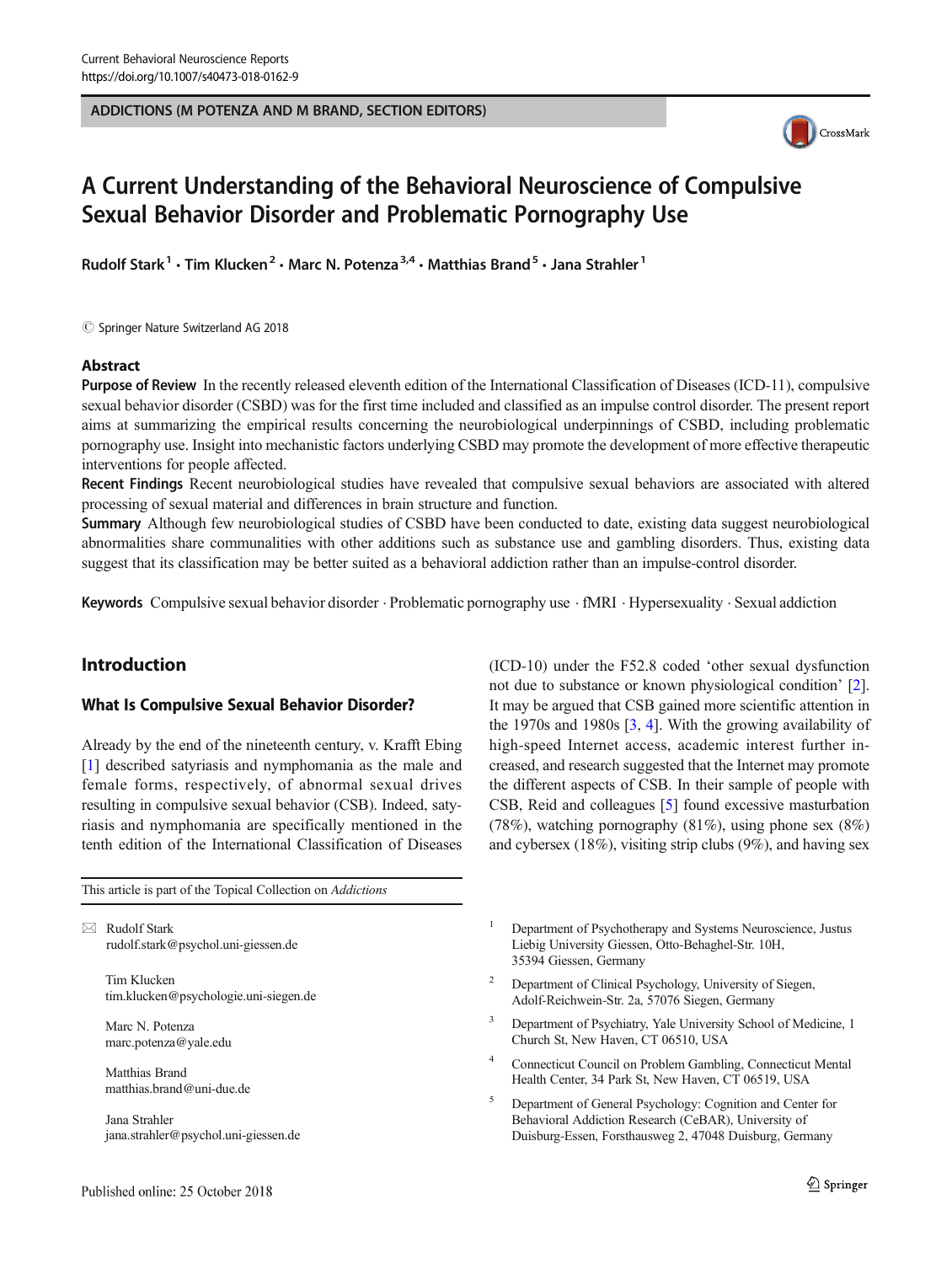ADDICTIONS (M POTENZA AND M BRAND, SECTION EDITORS)

# A Current Understanding of the Behavioral Neuroscience of Compulsive Sexual Behavior Disorder and Problematic Pornography Use

Rudolf Stark[1] · Tim Klucken[2] · Marc N. Potenza[3,4] · Matthias Brand[5] · Jana Strahler[1]

© Springer Nature Switzerland AG 2018

## Abstract

**Purpose of Review** In the recently released eleventh edition of the International Classification of Diseases (ICD-11), compulsive sexual behavior disorder (CSBD) was for the first time included and classified as an impulse control disorder. The present report aims at summarizing the empirical results concerning the neurobiological underpinnings of CSBD, including problematic pornography use. Insight into mechanistic factors underlying CSBD may promote the development of more effective therapeutic interventions for people affected.

**Recent Findings** Recent neurobiological studies have revealed that compulsive sexual behaviors are associated with altered processing of sexual material and differences in brain structure and function.

**Summary** Although few neurobiological studies of CSBD have been conducted to date, existing data suggest neurobiological abnormalities share communalities with other additions such as substance use and gambling disorders. Thus, existing data suggest that its classification may be better suited as a behavioral addiction rather than an impulse-control disorder.

**Keywords** Compulsive sexual behavior disorder · Problematic pornography use · fMRI · Hypersexuality · Sexual addiction

## Introduction

### What Is Compulsive Sexual Behavior Disorder?

Already by the end of the nineteenth century, v. Krafft Ebing [1] described satyriasis and nymphomania as the male and female forms, respectively, of abnormal sexual drives resulting in compulsive sexual behavior (CSB). Indeed, satyriasis and nymphomania are specifically mentioned in the tenth edition of the International Classification of Diseases (ICD-10) under the F52.8 coded 'other sexual dysfunction not due to substance or known physiological condition' [2]. It may be argued that CSB gained more scientific attention in the 1970s and 1980s [3, 4]. With the growing availability of high-speed Internet access, academic interest further increased, and research suggested that the Internet may promote the different aspects of CSB. In their sample of people with CSB, Reid and colleagues [5] found excessive masturbation (78%), watching pornography (81%), using phone sex (8%) and cybersex (18%), visiting strip clubs (9%), and having sex

This article is part of the Topical Collection on *Addictions*

✉ Rudolf Stark
rudolf.stark@psychol.uni-giessen.de

Tim Klucken
tim.klucken@psychologie.uni-siegen.de

Marc N. Potenza
marc.potenza@yale.edu

Matthias Brand
matthias.brand@uni-due.de

Jana Strahler
jana.strahler@psychol.uni-giessen.de

[1] Department of Psychotherapy and Systems Neuroscience, Justus Liebig University Giessen, Otto-Behaghel-Str. 10H, 35394 Giessen, Germany

[2] Department of Clinical Psychology, University of Siegen, Adolf-Reichwein-Str. 2a, 57076 Siegen, Germany

[3] Department of Psychiatry, Yale University School of Medicine, 1 Church St, New Haven, CT 06510, USA

[4] Connecticut Council on Problem Gambling, Connecticut Mental Health Center, 34 Park St, New Haven, CT 06519, USA

[5] Department of General Psychology: Cognition and Center for Behavioral Addiction Research (CeBAR), University of Duisburg-Essen, Forsthausweg 2, 47048 Duisburg, Germany

Published online: 25 October 2018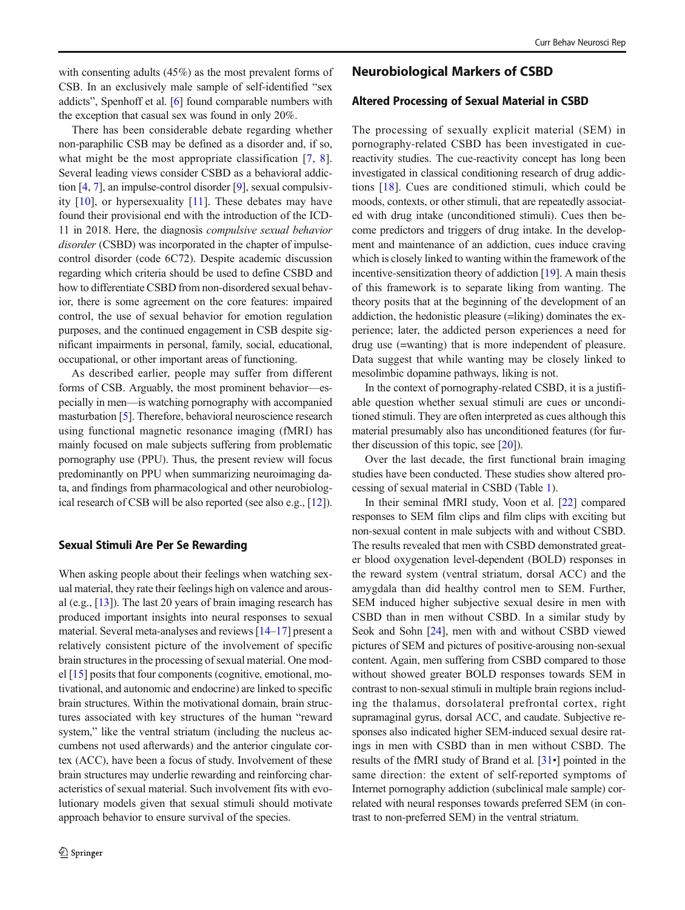with consenting adults (45%) as the most prevalent forms of CSB. In an exclusively male sample of self-identified "sex addicts", Spenhoff et al. [6] found comparable numbers with the exception that casual sex was found in only 20%.

There has been considerable debate regarding whether non-paraphilic CSB may be defined as a disorder and, if so, what might be the most appropriate classification [7, 8]. Several leading views consider CSBD as a behavioral addiction [4, 7], an impulse-control disorder [9], sexual compulsivity [10], or hypersexuality [11]. These debates may have found their provisional end with the introduction of the ICD-11 in 2018. Here, the diagnosis *compulsive sexual behavior disorder* (CSBD) was incorporated in the chapter of impulse-control disorder (code 6C72). Despite academic discussion regarding which criteria should be used to define CSBD and how to differentiate CSBD from non-disordered sexual behavior, there is some agreement on the core features: impaired control, the use of sexual behavior for emotion regulation purposes, and the continued engagement in CSB despite significant impairments in personal, family, social, educational, occupational, or other important areas of functioning.

As described earlier, people may suffer from different forms of CSB. Arguably, the most prominent behavior—especially in men—is watching pornography with accompanied masturbation [5]. Therefore, behavioral neuroscience research using functional magnetic resonance imaging (fMRI) has mainly focused on male subjects suffering from problematic pornography use (PPU). Thus, the present review will focus predominantly on PPU when summarizing neuroimaging data, and findings from pharmacological and other neurobiological research of CSB will be also reported (see also e.g., [12]).

### Sexual Stimuli Are Per Se Rewarding

When asking people about their feelings when watching sexual material, they rate their feelings high on valence and arousal (e.g., [13]). The last 20 years of brain imaging research has produced important insights into neural responses to sexual material. Several meta-analyses and reviews [14–17] present a relatively consistent picture of the involvement of specific brain structures in the processing of sexual material. One model [15] posits that four components (cognitive, emotional, motivational, and autonomic and endocrine) are linked to specific brain structures. Within the motivational domain, brain structures associated with key structures of the human "reward system," like the ventral striatum (including the nucleus accumbens not used afterwards) and the anterior cingulate cortex (ACC), have been a focus of study. Involvement of these brain structures may underlie rewarding and reinforcing characteristics of sexual material. Such involvement fits with evolutionary models given that sexual stimuli should motivate approach behavior to ensure survival of the species.

## Neurobiological Markers of CSBD

### Altered Processing of Sexual Material in CSBD

The processing of sexually explicit material (SEM) in pornography-related CSBD has been investigated in cue-reactivity studies. The cue-reactivity concept has long been investigated in classical conditioning research of drug addictions [18]. Cues are conditioned stimuli, which could be moods, contexts, or other stimuli, that are repeatedly associated with drug intake (unconditioned stimuli). Cues then become predictors and triggers of drug intake. In the development and maintenance of an addiction, cues induce craving which is closely linked to wanting within the framework of the incentive-sensitization theory of addiction [19]. A main thesis of this framework is to separate liking from wanting. The theory posits that at the beginning of the development of an addiction, the hedonistic pleasure (=liking) dominates the experience; later, the addicted person experiences a need for drug use (=wanting) that is more independent of pleasure. Data suggest that while wanting may be closely linked to mesolimbic dopamine pathways, liking is not.

In the context of pornography-related CSBD, it is a justifiable question whether sexual stimuli are cues or unconditioned stimuli. They are often interpreted as cues although this material presumably also has unconditioned features (for further discussion of this topic, see [20]).

Over the last decade, the first functional brain imaging studies have been conducted. These studies show altered processing of sexual material in CSBD (Table 1).

In their seminal fMRI study, Voon et al. [22] compared responses to SEM film clips and film clips with exciting but non-sexual content in male subjects with and without CSBD. The results revealed that men with CSBD demonstrated greater blood oxygenation level-dependent (BOLD) responses in the reward system (ventral striatum, dorsal ACC) and the amygdala than did healthy control men to SEM. Further, SEM induced higher subjective sexual desire in men with CSBD than in men without CSBD. In a similar study by Seok and Sohn [24], men with and without CSBD viewed pictures of SEM and pictures of positive-arousing non-sexual content. Again, men suffering from CSBD compared to those without showed greater BOLD responses towards SEM in contrast to non-sexual stimuli in multiple brain regions including the thalamus, dorsolateral prefrontal cortex, right supramaginal gyrus, dorsal ACC, and caudate. Subjective responses also indicated higher SEM-induced sexual desire ratings in men with CSBD than in men without CSBD. The results of the fMRI study of Brand et al. [31•] pointed in the same direction: the extent of self-reported symptoms of Internet pornography addiction (subclinical male sample) correlated with neural responses towards preferred SEM (in contrast to non-preferred SEM) in the ventral striatum.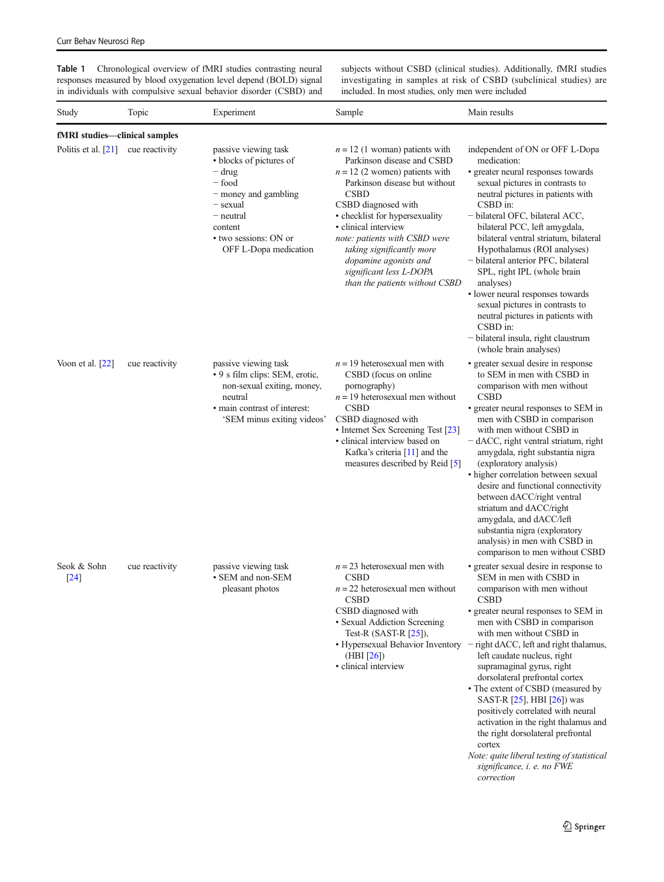**Table 1** Chronological overview of fMRI studies contrasting neural responses measured by blood oxygenation level depend (BOLD) signal in individuals with compulsive sexual behavior disorder (CSBD) and subjects without CSBD (clinical studies). Additionally, fMRI studies investigating in samples at risk of CSBD (subclinical studies) are included. In most studies, only men were included

| Study | Topic | Experiment | Sample | Main results |
|---|---|---|---|---|
| **fMRI studies—clinical samples** | | | | |
| Politis et al. [21] | cue reactivity | passive viewing task<br>• blocks of pictures of<br>− drug<br>− food<br>− money and gambling<br>− sexual<br>− neutral content<br>• two sessions: ON or OFF L-Dopa medication | n = 12 (1 woman) patients with Parkinson disease and CSBD<br>n = 12 (2 women) patients with Parkinson disease but without CSBD<br>CSBD diagnosed with<br>• checklist for hypersexuality<br>• clinical interview<br>*note: patients with CSBD were taking significantly more dopamine agonists and significant less L-DOPA than the patients without CSBD* | independent of ON or OFF L-Dopa medication:<br>• greater neural responses towards sexual pictures in contrasts to neutral pictures in patients with CSBD in:<br>− bilateral OFC, bilateral ACC, bilateral PCC, left amygdala, bilateral ventral striatum, bilateral Hypothalamus (ROI analyses)<br>− bilateral anterior PFC, bilateral SPL, right IPL (whole brain analyses)<br>• lower neural responses towards sexual pictures in contrasts to neutral pictures in patients with CSBD in:<br>− bilateral insula, right claustrum (whole brain analyses) |
| Voon et al. [22] | cue reactivity | passive viewing task<br>• 9 s film clips: SEM, erotic, non-sexual exiting, money, neutral<br>• main contrast of interest: 'SEM minus exiting videos' | n = 19 heterosexual men with CSBD (focus on online pornography)<br>n = 19 heterosexual men without CSBD<br>CSBD diagnosed with<br>• Internet Sex Screening Test [23]<br>• clinical interview based on Kafka's criteria [11] and the measures described by Reid [5] | • greater sexual desire in response to SEM in men with CSBD in comparison with men without CSBD<br>• greater neural responses to SEM in men with CSBD in comparison with men without CSBD in<br>− dACC, right ventral striatum, right amygdala, right substantia nigra (exploratory analysis)<br>• higher correlation between sexual desire and functional connectivity between dACC/right ventral striatum and dACC/right amygdala, and dACC/left substantia nigra (exploratory analysis) in men with CSBD in comparison to men without CSBD |
| Seok & Sohn [24] | cue reactivity | passive viewing task<br>• SEM and non-SEM pleasant photos | n = 23 heterosexual men with CSBD<br>n = 22 heterosexual men without CSBD<br>CSBD diagnosed with<br>• Sexual Addiction Screening Test-R (SAST-R [25]),<br>• Hypersexual Behavior Inventory (HBI [26])<br>• clinical interview | • greater sexual desire in response to SEM in men with CSBD in comparison with men without CSBD<br>• greater neural responses to SEM in men with CSBD in comparison with men without CSBD in<br>− right dACC, left and right thalamus, left caudate nucleus, right supramaginal gyrus, right dorsolateral prefrontal cortex<br>• The extent of CSBD (measured by SAST-R [25], HBI [26]) was positively correlated with neural activation in the right thalamus and the right dorsolateral prefrontal cortex<br>*Note: quite liberal testing of statistical significance, i. e. no FWE correction* |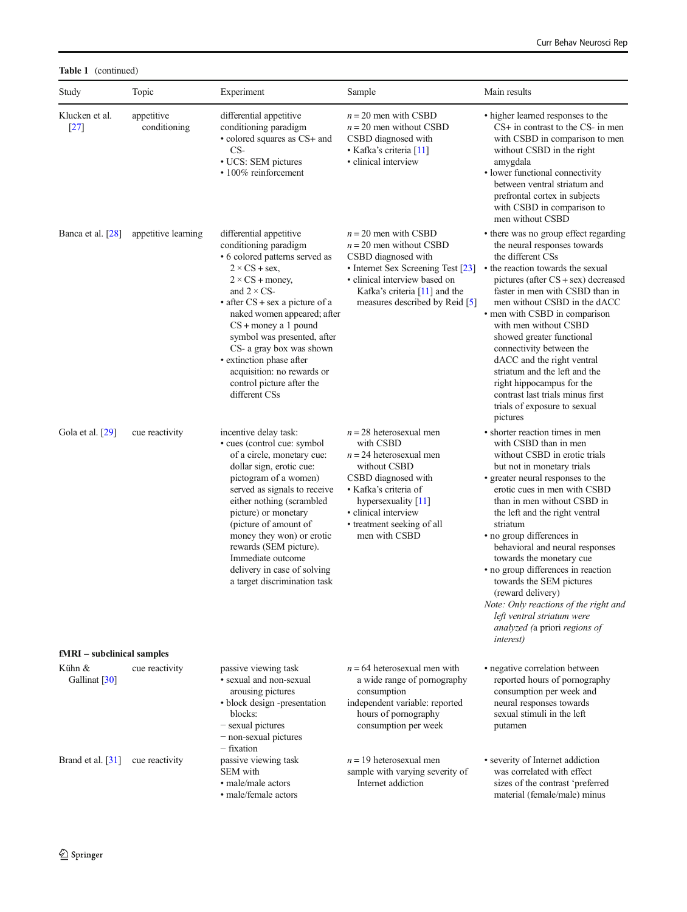**Table 1** (continued)

| Study | Topic | Experiment | Sample | Main results |
|---|---|---|---|---|
| Klucken et al. [27] | appetitive conditioning | differential appetitive conditioning paradigm<br>• colored squares as CS+ and CS-<br>• UCS: SEM pictures<br>• 100% reinforcement | n = 20 men with CSBD<br>n = 20 men without CSBD<br>CSBD diagnosed with<br>• Kafka's criteria [11]<br>• clinical interview | • higher learned responses to the CS+ in contrast to the CS- in men with CSBD in comparison to men without CSBD in the right amygdala<br>• lower functional connectivity between ventral striatum and prefrontal cortex in subjects with CSBD in comparison to men without CSBD |
| Banca et al. [28] | appetitive learning | differential appetitive conditioning paradigm<br>• 6 colored patterns served as 2 × CS + sex, 2 × CS + money, and 2 × CS-<br>• after CS + sex a picture of a naked women appeared; after CS + money a 1 pound symbol was presented, after CS- a gray box was shown<br>• extinction phase after acquisition: no rewards or control picture after the different CSs | n = 20 men with CSBD<br>n = 20 men without CSBD<br>CSBD diagnosed with<br>• Internet Sex Screening Test [23]<br>• clinical interview based on Kafka's criteria [11] and the measures described by Reid [5] | • there was no group effect regarding the neural responses towards the different CSs<br>• the reaction towards the sexual pictures (after CS + sex) decreased faster in men with CSBD than in men without CSBD in the dACC<br>• men with CSBD in comparison with men without CSBD showed greater functional connectivity between the dACC and the right ventral striatum and the left and the right hippocampus for the contrast last trials minus first trials of exposure to sexual pictures |
| Gola et al. [29] | cue reactivity | incentive delay task:<br>• cues (control cue: symbol of a circle, monetary cue: dollar sign, erotic cue: pictogram of a women) served as signals to receive either nothing (scrambled picture) or monetary (picture of amount of money they won) or erotic rewards (SEM picture). Immediate outcome delivery in case of solving a target discrimination task | n = 28 heterosexual men with CSBD<br>n = 24 heterosexual men without CSBD<br>CSBD diagnosed with<br>• Kafka's criteria of hypersexuality [11]<br>• clinical interview<br>• treatment seeking of all men with CSBD | • shorter reaction times in men with CSBD than in men without CSBD in erotic trials but not in monetary trials<br>• greater neural responses to the erotic cues in men with CSBD than in men without CSBD in the left and the right ventral striatum<br>• no group differences in behavioral and neural responses towards the monetary cue<br>• no group differences in reaction towards the SEM pictures (reward delivery)<br>*Note: Only reactions of the right and left ventral striatum were analyzed (a priori regions of interest)* |
| **fMRI – subclinical samples** | | | | |
| Kühn & Gallinat [30] | cue reactivity | passive viewing task<br>• sexual and non-sexual arousing pictures<br>• block design -presentation blocks:<br>− sexual pictures<br>− non-sexual pictures<br>− fixation | n = 64 heterosexual men with a wide range of pornography consumption<br>independent variable: reported hours of pornography consumption per week | • negative correlation between reported hours of pornography consumption per week and neural responses towards sexual stimuli in the left putamen |
| Brand et al. [31] | cue reactivity | passive viewing task<br>SEM with<br>• male/male actors<br>• male/female actors | n = 19 heterosexual men sample with varying severity of Internet addiction | • severity of Internet addiction was correlated with effect sizes of the contrast 'preferred material (female/male) minus |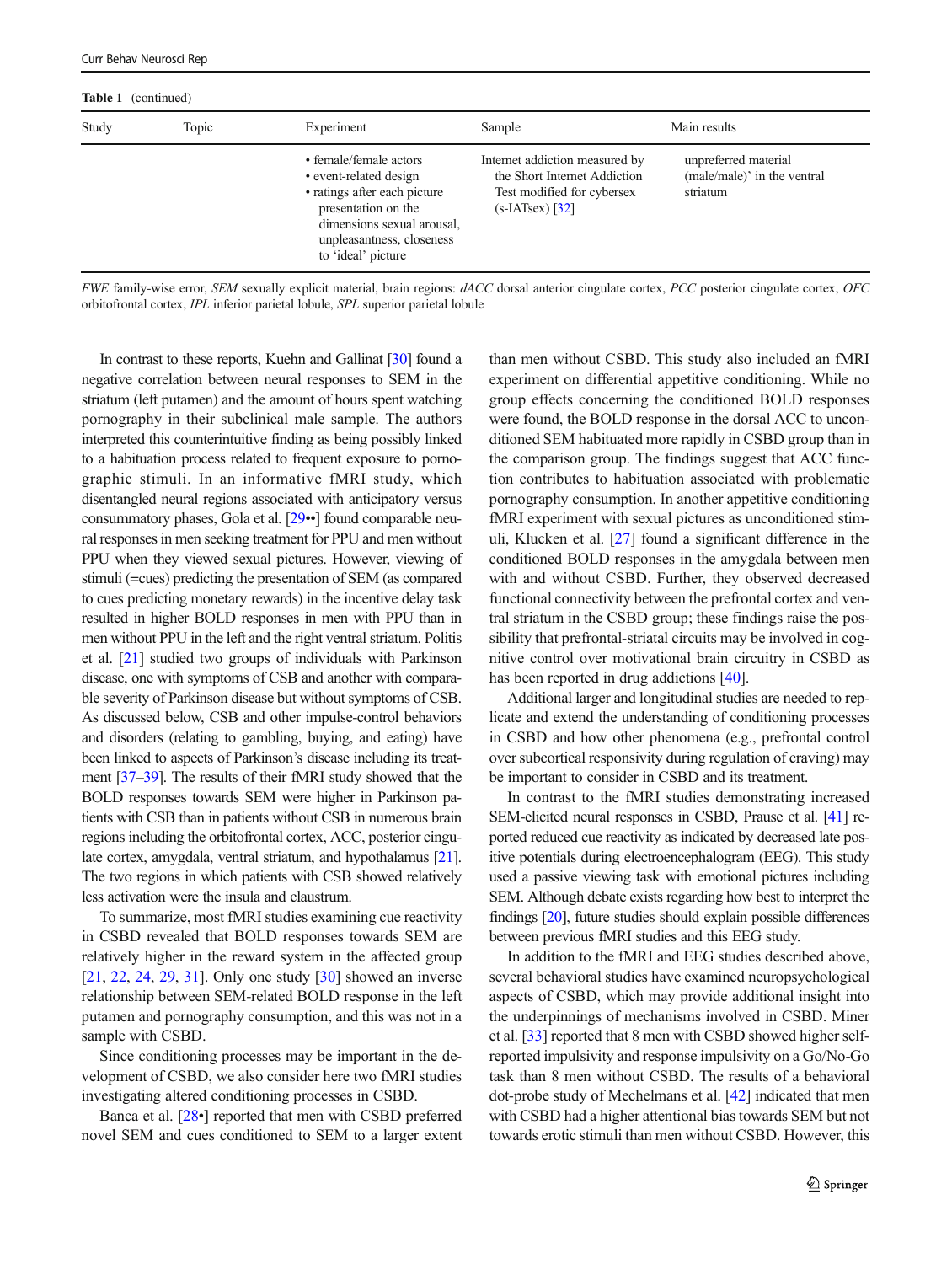**Table 1** (continued)

| Study | Topic | Experiment | Sample | Main results |
|---|---|---|---|---|
| | | • female/female actors<br>• event-related design<br>• ratings after each picture presentation on the dimensions sexual arousal, unpleasantness, closeness to 'ideal' picture | Internet addiction measured by the Short Internet Addiction Test modified for cybersex (s-IATsex) [32] | unpreferred material (male/male)' in the ventral striatum |

*FWE* family-wise error, *SEM* sexually explicit material, brain regions: *dACC* dorsal anterior cingulate cortex, *PCC* posterior cingulate cortex, *OFC* orbitofrontal cortex, *IPL* inferior parietal lobule, *SPL* superior parietal lobule

In contrast to these reports, Kuehn and Gallinat [30] found a negative correlation between neural responses to SEM in the striatum (left putamen) and the amount of hours spent watching pornography in their subclinical male sample. The authors interpreted this counterintuitive finding as being possibly linked to a habituation process related to frequent exposure to pornographic stimuli. In an informative fMRI study, which disentangled neural regions associated with anticipatory versus consummatory phases, Gola et al. [29••] found comparable neural responses in men seeking treatment for PPU and men without PPU when they viewed sexual pictures. However, viewing of stimuli (=cues) predicting the presentation of SEM (as compared to cues predicting monetary rewards) in the incentive delay task resulted in higher BOLD responses in men with PPU than in men without PPU in the left and the right ventral striatum. Politis et al. [21] studied two groups of individuals with Parkinson disease, one with symptoms of CSB and another with comparable severity of Parkinson disease but without symptoms of CSB. As discussed below, CSB and other impulse-control behaviors and disorders (relating to gambling, buying, and eating) have been linked to aspects of Parkinson's disease including its treatment [37–39]. The results of their fMRI study showed that the BOLD responses towards SEM were higher in Parkinson patients with CSB than in patients without CSB in numerous brain regions including the orbitofrontal cortex, ACC, posterior cingulate cortex, amygdala, ventral striatum, and hypothalamus [21]. The two regions in which patients with CSB showed relatively less activation were the insula and claustrum.

To summarize, most fMRI studies examining cue reactivity in CSBD revealed that BOLD responses towards SEM are relatively higher in the reward system in the affected group [21, 22, 24, 29, 31]. Only one study [30] showed an inverse relationship between SEM-related BOLD response in the left putamen and pornography consumption, and this was not in a sample with CSBD.

Since conditioning processes may be important in the development of CSBD, we also consider here two fMRI studies investigating altered conditioning processes in CSBD.

Banca et al. [28•] reported that men with CSBD preferred novel SEM and cues conditioned to SEM to a larger extent than men without CSBD. This study also included an fMRI experiment on differential appetitive conditioning. While no group effects concerning the conditioned BOLD responses were found, the BOLD response in the dorsal ACC to unconditioned SEM habituated more rapidly in CSBD group than in the comparison group. The findings suggest that ACC function contributes to habituation associated with problematic pornography consumption. In another appetitive conditioning fMRI experiment with sexual pictures as unconditioned stimuli, Klucken et al. [27] found a significant difference in the conditioned BOLD responses in the amygdala between men with and without CSBD. Further, they observed decreased functional connectivity between the prefrontal cortex and ventral striatum in the CSBD group; these findings raise the possibility that prefrontal-striatal circuits may be involved in cognitive control over motivational brain circuitry in CSBD as has been reported in drug addictions [40].

Additional larger and longitudinal studies are needed to replicate and extend the understanding of conditioning processes in CSBD and how other phenomena (e.g., prefrontal control over subcortical responsivity during regulation of craving) may be important to consider in CSBD and its treatment.

In contrast to the fMRI studies demonstrating increased SEM-elicited neural responses in CSBD, Prause et al. [41] reported reduced cue reactivity as indicated by decreased late positive potentials during electroencephalogram (EEG). This study used a passive viewing task with emotional pictures including SEM. Although debate exists regarding how best to interpret the findings [20], future studies should explain possible differences between previous fMRI studies and this EEG study.

In addition to the fMRI and EEG studies described above, several behavioral studies have examined neuropsychological aspects of CSBD, which may provide additional insight into the underpinnings of mechanisms involved in CSBD. Miner et al. [33] reported that 8 men with CSBD showed higher self-reported impulsivity and response impulsivity on a Go/No-Go task than 8 men without CSBD. The results of a behavioral dot-probe study of Mechelmans et al. [42] indicated that men with CSBD had a higher attentional bias towards SEM but not towards erotic stimuli than men without CSBD. However, this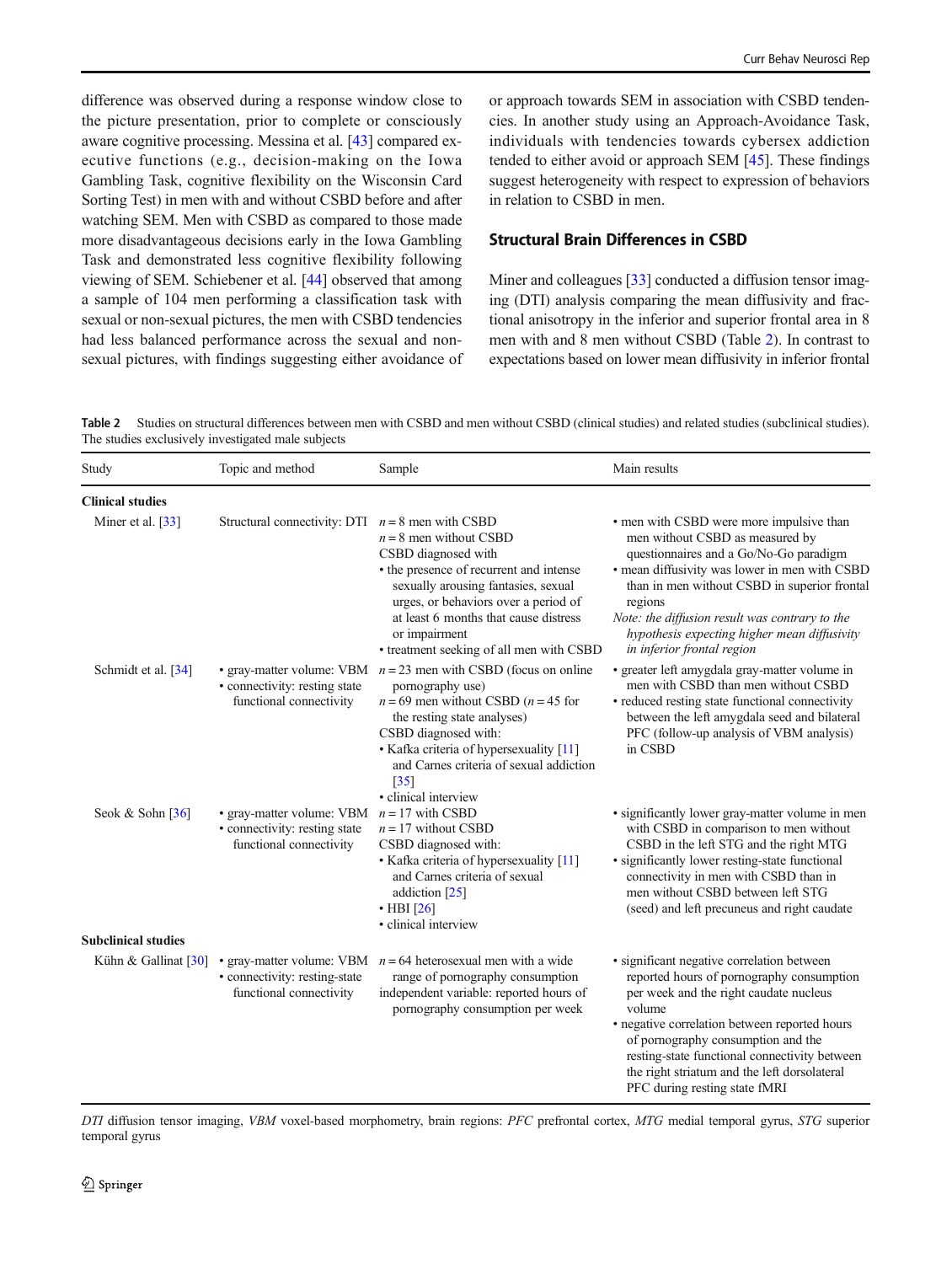difference was observed during a response window close to the picture presentation, prior to complete or consciously aware cognitive processing. Messina et al. [43] compared executive functions (e.g., decision-making on the Iowa Gambling Task, cognitive flexibility on the Wisconsin Card Sorting Test) in men with and without CSBD before and after watching SEM. Men with CSBD as compared to those made more disadvantageous decisions early in the Iowa Gambling Task and demonstrated less cognitive flexibility following viewing of SEM. Schiebener et al. [44] observed that among a sample of 104 men performing a classification task with sexual or non-sexual pictures, the men with CSBD tendencies had less balanced performance across the sexual and non-sexual pictures, with findings suggesting either avoidance of or approach towards SEM in association with CSBD tendencies. In another study using an Approach-Avoidance Task, individuals with tendencies towards cybersex addiction tended to either avoid or approach SEM [45]. These findings suggest heterogeneity with respect to expression of behaviors in relation to CSBD in men.

## Structural Brain Differences in CSBD

Miner and colleagues [33] conducted a diffusion tensor imaging (DTI) analysis comparing the mean diffusivity and fractional anisotropy in the inferior and superior frontal area in 8 men with and 8 men without CSBD (Table 2). In contrast to expectations based on lower mean diffusivity in inferior frontal

**Table 2** Studies on structural differences between men with CSBD and men without CSBD (clinical studies) and related studies (subclinical studies). The studies exclusively investigated male subjects

| Study | Topic and method | Sample | Main results |
|---|---|---|---|
| **Clinical studies** | | | |
| Miner et al. [33] | Structural connectivity: DTI | $n = 8$ men with CSBD<br>$n = 8$ men without CSBD<br>CSBD diagnosed with<br>• the presence of recurrent and intense sexually arousing fantasies, sexual urges, or behaviors over a period of at least 6 months that cause distress or impairment<br>• treatment seeking of all men with CSBD | • men with CSBD were more impulsive than men without CSBD as measured by questionnaires and a Go/No-Go paradigm<br>• mean diffusivity was lower in men with CSBD than in men without CSBD in superior frontal regions<br>*Note: the diffusion result was contrary to the hypothesis expecting higher mean diffusivity in inferior frontal region* |
| Schmidt et al. [34] | • gray-matter volume: VBM<br>• connectivity: resting state functional connectivity | $n = 23$ men with CSBD (focus on online pornography use)<br>$n = 69$ men without CSBD ($n = 45$ for the resting state analyses)<br>CSBD diagnosed with:<br>• Kafka criteria of hypersexuality [11] and Carnes criteria of sexual addiction [35]<br>• clinical interview | • greater left amygdala gray-matter volume in men with CSBD than men without CSBD<br>• reduced resting state functional connectivity between the left amygdala seed and bilateral PFC (follow-up analysis of VBM analysis) in CSBD |
| Seok & Sohn [36] | • gray-matter volume: VBM<br>• connectivity: resting state functional connectivity | $n = 17$ with CSBD<br>$n = 17$ without CSBD<br>CSBD diagnosed with:<br>• Kafka criteria of hypersexuality [11] and Carnes criteria of sexual addiction [25]<br>• HBI [26]<br>• clinical interview | • significantly lower gray-matter volume in men with CSBD in comparison to men without CSBD in the left STG and the right MTG<br>• significantly lower resting-state functional connectivity in men with CSBD than in men without CSBD between left STG (seed) and left precuneus and right caudate |
| **Subclinical studies** | | | |
| Kühn & Gallinat [30] | • gray-matter volume: VBM<br>• connectivity: resting-state functional connectivity | $n = 64$ heterosexual men with a wide range of pornography consumption<br>independent variable: reported hours of pornography consumption per week | • significant negative correlation between reported hours of pornography consumption per week and the right caudate nucleus volume<br>• negative correlation between reported hours of pornography consumption and the resting-state functional connectivity between the right striatum and the left dorsolateral PFC during resting state fMRI |

*DTI* diffusion tensor imaging, *VBM* voxel-based morphometry, brain regions: *PFC* prefrontal cortex, *MTG* medial temporal gyrus, *STG* superior temporal gyrus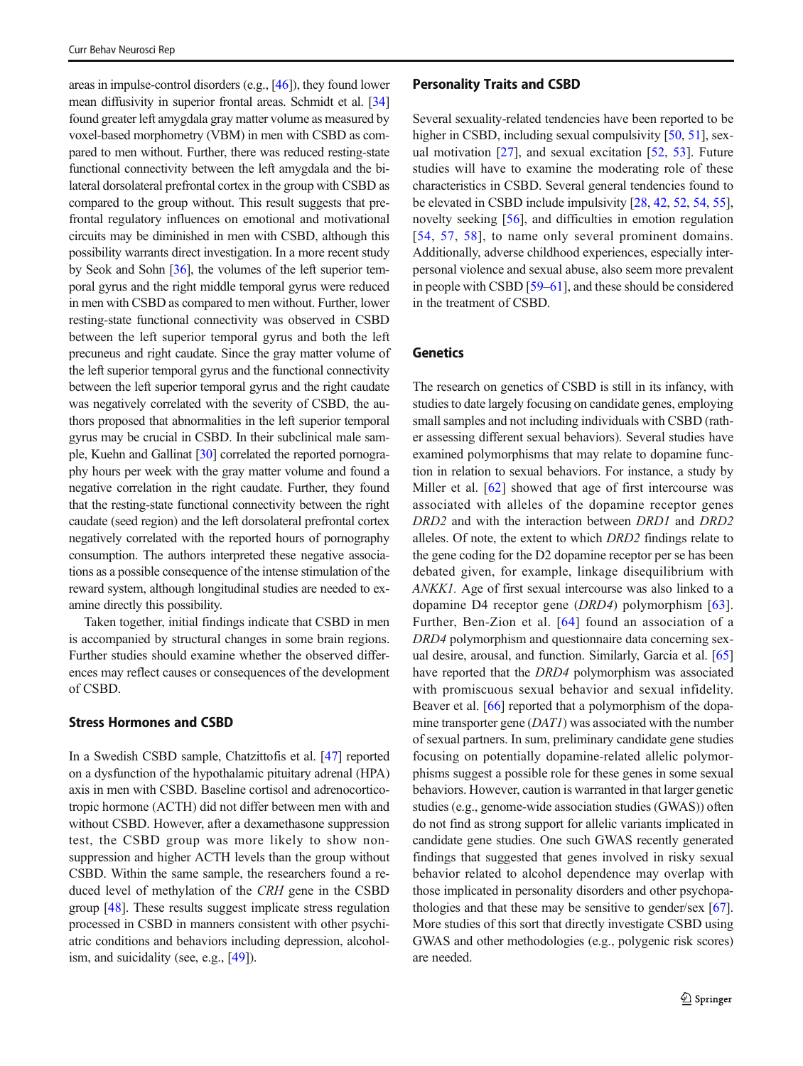areas in impulse-control disorders (e.g., [46]), they found lower mean diffusivity in superior frontal areas. Schmidt et al. [34] found greater left amygdala gray matter volume as measured by voxel-based morphometry (VBM) in men with CSBD as compared to men without. Further, there was reduced resting-state functional connectivity between the left amygdala and the bilateral dorsolateral prefrontal cortex in the group with CSBD as compared to the group without. This result suggests that prefrontal regulatory influences on emotional and motivational circuits may be diminished in men with CSBD, although this possibility warrants direct investigation. In a more recent study by Seok and Sohn [36], the volumes of the left superior temporal gyrus and the right middle temporal gyrus were reduced in men with CSBD as compared to men without. Further, lower resting-state functional connectivity was observed in CSBD between the left superior temporal gyrus and both the left precuneus and right caudate. Since the gray matter volume of the left superior temporal gyrus and the functional connectivity between the left superior temporal gyrus and the right caudate was negatively correlated with the severity of CSBD, the authors proposed that abnormalities in the left superior temporal gyrus may be crucial in CSBD. In their subclinical male sample, Kuehn and Gallinat [30] correlated the reported pornography hours per week with the gray matter volume and found a negative correlation in the right caudate. Further, they found that the resting-state functional connectivity between the right caudate (seed region) and the left dorsolateral prefrontal cortex negatively correlated with the reported hours of pornography consumption. The authors interpreted these negative associations as a possible consequence of the intense stimulation of the reward system, although longitudinal studies are needed to examine directly this possibility.

Taken together, initial findings indicate that CSBD in men is accompanied by structural changes in some brain regions. Further studies should examine whether the observed differences may reflect causes or consequences of the development of CSBD.

## Stress Hormones and CSBD

In a Swedish CSBD sample, Chatzittofis et al. [47] reported on a dysfunction of the hypothalamic pituitary adrenal (HPA) axis in men with CSBD. Baseline cortisol and adrenocorticotropic hormone (ACTH) did not differ between men with and without CSBD. However, after a dexamethasone suppression test, the CSBD group was more likely to show non-suppression and higher ACTH levels than the group without CSBD. Within the same sample, the researchers found a reduced level of methylation of the *CRH* gene in the CSBD group [48]. These results suggest implicate stress regulation processed in CSBD in manners consistent with other psychiatric conditions and behaviors including depression, alcoholism, and suicidality (see, e.g., [49]).

## Personality Traits and CSBD

Several sexuality-related tendencies have been reported to be higher in CSBD, including sexual compulsivity [50, 51], sexual motivation [27], and sexual excitation [52, 53]. Future studies will have to examine the moderating role of these characteristics in CSBD. Several general tendencies found to be elevated in CSBD include impulsivity [28, 42, 52, 54, 55], novelty seeking [56], and difficulties in emotion regulation [54, 57, 58], to name only several prominent domains. Additionally, adverse childhood experiences, especially interpersonal violence and sexual abuse, also seem more prevalent in people with CSBD [59–61], and these should be considered in the treatment of CSBD.

## Genetics

The research on genetics of CSBD is still in its infancy, with studies to date largely focusing on candidate genes, employing small samples and not including individuals with CSBD (rather assessing different sexual behaviors). Several studies have examined polymorphisms that may relate to dopamine function in relation to sexual behaviors. For instance, a study by Miller et al. [62] showed that age of first intercourse was associated with alleles of the dopamine receptor genes *DRD2* and with the interaction between *DRD1* and *DRD2* alleles. Of note, the extent to which *DRD2* findings relate to the gene coding for the D2 dopamine receptor per se has been debated given, for example, linkage disequilibrium with *ANKK1*. Age of first sexual intercourse was also linked to a dopamine D4 receptor gene (*DRD4*) polymorphism [63]. Further, Ben-Zion et al. [64] found an association of a *DRD4* polymorphism and questionnaire data concerning sexual desire, arousal, and function. Similarly, Garcia et al. [65] have reported that the *DRD4* polymorphism was associated with promiscuous sexual behavior and sexual infidelity. Beaver et al. [66] reported that a polymorphism of the dopamine transporter gene (*DAT1*) was associated with the number of sexual partners. In sum, preliminary candidate gene studies focusing on potentially dopamine-related allelic polymorphisms suggest a possible role for these genes in some sexual behaviors. However, caution is warranted in that larger genetic studies (e.g., genome-wide association studies (GWAS)) often do not find as strong support for allelic variants implicated in candidate gene studies. One such GWAS recently generated findings that suggested that genes involved in risky sexual behavior related to alcohol dependence may overlap with those implicated in personality disorders and other psychopathologies and that these may be sensitive to gender/sex [67]. More studies of this sort that directly investigate CSBD using GWAS and other methodologies (e.g., polygenic risk scores) are needed.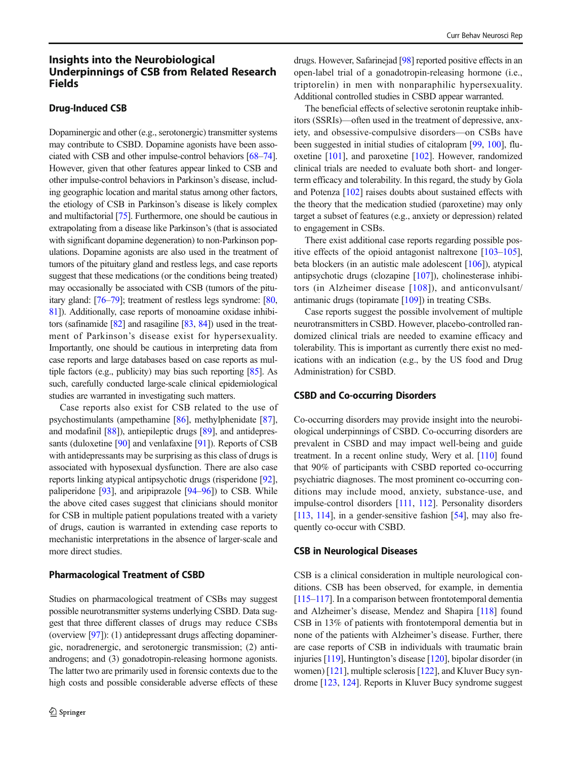## Insights into the Neurobiological Underpinnings of CSB from Related Research Fields

### Drug-Induced CSB

Dopaminergic and other (e.g., serotonergic) transmitter systems may contribute to CSBD. Dopamine agonists have been associated with CSB and other impulse-control behaviors [68–74]. However, given that other features appear linked to CSB and other impulse-control behaviors in Parkinson's disease, including geographic location and marital status among other factors, the etiology of CSB in Parkinson's disease is likely complex and multifactorial [75]. Furthermore, one should be cautious in extrapolating from a disease like Parkinson's (that is associated with significant dopamine degeneration) to non-Parkinson populations. Dopamine agonists are also used in the treatment of tumors of the pituitary gland and restless legs, and case reports suggest that these medications (or the conditions being treated) may occasionally be associated with CSB (tumors of the pituitary gland: [76–79]; treatment of restless legs syndrome: [80, 81]). Additionally, case reports of monoamine oxidase inhibitors (safinamide [82] and rasagiline [83, 84]) used in the treatment of Parkinson's disease exist for hypersexuality. Importantly, one should be cautious in interpreting data from case reports and large databases based on case reports as multiple factors (e.g., publicity) may bias such reporting [85]. As such, carefully conducted large-scale clinical epidemiological studies are warranted in investigating such matters.

Case reports also exist for CSB related to the use of psychostimulants (ampethamine [86], methylphenidate [87], and modafinil [88]), antiepileptic drugs [89], and antidepressants (duloxetine [90] and venlafaxine [91]). Reports of CSB with antidepressants may be surprising as this class of drugs is associated with hyposexual dysfunction. There are also case reports linking atypical antipsychotic drugs (risperidone [92], paliperidone [93], and aripiprazole [94–96]) to CSB. While the above cited cases suggest that clinicians should monitor for CSB in multiple patient populations treated with a variety of drugs, caution is warranted in extending case reports to mechanistic interpretations in the absence of larger-scale and more direct studies.

### Pharmacological Treatment of CSBD

Studies on pharmacological treatment of CSBs may suggest possible neurotransmitter systems underlying CSBD. Data suggest that three different classes of drugs may reduce CSBs (overview [97]): (1) antidepressant drugs affecting dopaminergic, noradrenergic, and serotonergic transmission; (2) antiandrogens; and (3) gonadotropin-releasing hormone agonists. The latter two are primarily used in forensic contexts due to the high costs and possible considerable adverse effects of these drugs. However, Safarinejad [98] reported positive effects in an open-label trial of a gonadotropin-releasing hormone (i.e., triptorelin) in men with nonparaphilic hypersexuality. Additional controlled studies in CSBD appear warranted.

The beneficial effects of selective serotonin reuptake inhibitors (SSRIs)—often used in the treatment of depressive, anxiety, and obsessive-compulsive disorders—on CSBs have been suggested in initial studies of citalopram [99, 100], fluoxetine [101], and paroxetine [102]. However, randomized clinical trials are needed to evaluate both short- and longer-term efficacy and tolerability. In this regard, the study by Gola and Potenza [102] raises doubts about sustained effects with the theory that the medication studied (paroxetine) may only target a subset of features (e.g., anxiety or depression) related to engagement in CSBs.

There exist additional case reports regarding possible positive effects of the opioid antagonist naltrexone [103–105], beta blockers (in an autistic male adolescent [106]), atypical antipsychotic drugs (clozapine [107]), cholinesterase inhibitors (in Alzheimer disease [108]), and anticonvulsant/antimanic drugs (topiramate [109]) in treating CSBs.

Case reports suggest the possible involvement of multiple neurotransmitters in CSBD. However, placebo-controlled randomized clinical trials are needed to examine efficacy and tolerability. This is important as currently there exist no medications with an indication (e.g., by the US food and Drug Administration) for CSBD.

### CSBD and Co-occurring Disorders

Co-occurring disorders may provide insight into the neurobiological underpinnings of CSBD. Co-occurring disorders are prevalent in CSBD and may impact well-being and guide treatment. In a recent online study, Wery et al. [110] found that 90% of participants with CSBD reported co-occurring psychiatric diagnoses. The most prominent co-occurring conditions may include mood, anxiety, substance-use, and impulse-control disorders [111, 112]. Personality disorders [113, 114], in a gender-sensitive fashion [54], may also frequently co-occur with CSBD.

### CSB in Neurological Diseases

CSB is a clinical consideration in multiple neurological conditions. CSB has been observed, for example, in dementia [115–117]. In a comparison between frontotemporal dementia and Alzheimer's disease, Mendez and Shapira [118] found CSB in 13% of patients with frontotemporal dementia but in none of the patients with Alzheimer's disease. Further, there are case reports of CSB in individuals with traumatic brain injuries [119], Huntington's disease [120], bipolar disorder (in women) [121], multiple sclerosis [122], and Kluver Bucy syndrome [123, 124]. Reports in Kluver Bucy syndrome suggest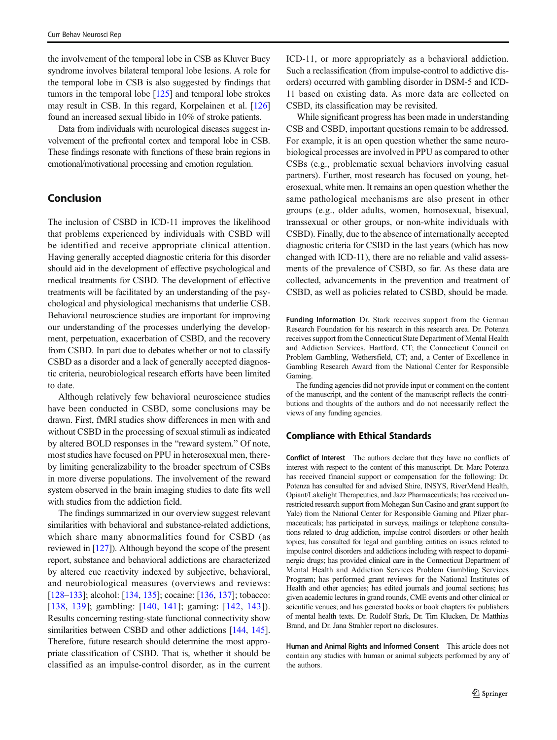the involvement of the temporal lobe in CSB as Kluver Bucy syndrome involves bilateral temporal lobe lesions. A role for the temporal lobe in CSB is also suggested by findings that tumors in the temporal lobe [125] and temporal lobe strokes may result in CSB. In this regard, Korpelainen et al. [126] found an increased sexual libido in 10% of stroke patients.

Data from individuals with neurological diseases suggest involvement of the prefrontal cortex and temporal lobe in CSB. These findings resonate with functions of these brain regions in emotional/motivational processing and emotion regulation.

## Conclusion

The inclusion of CSBD in ICD-11 improves the likelihood that problems experienced by individuals with CSBD will be identified and receive appropriate clinical attention. Having generally accepted diagnostic criteria for this disorder should aid in the development of effective psychological and medical treatments for CSBD. The development of effective treatments will be facilitated by an understanding of the psychological and physiological mechanisms that underlie CSB. Behavioral neuroscience studies are important for improving our understanding of the processes underlying the development, perpetuation, exacerbation of CSBD, and the recovery from CSBD. In part due to debates whether or not to classify CSBD as a disorder and a lack of generally accepted diagnostic criteria, neurobiological research efforts have been limited to date.

Although relatively few behavioral neuroscience studies have been conducted in CSBD, some conclusions may be drawn. First, fMRI studies show differences in men with and without CSBD in the processing of sexual stimuli as indicated by altered BOLD responses in the "reward system." Of note, most studies have focused on PPU in heterosexual men, thereby limiting generalizability to the broader spectrum of CSBs in more diverse populations. The involvement of the reward system observed in the brain imaging studies to date fits well with studies from the addiction field.

The findings summarized in our overview suggest relevant similarities with behavioral and substance-related addictions, which share many abnormalities found for CSBD (as reviewed in [127]). Although beyond the scope of the present report, substance and behavioral addictions are characterized by altered cue reactivity indexed by subjective, behavioral, and neurobiological measures (overviews and reviews: [128–133]; alcohol: [134, 135]; cocaine: [136, 137]; tobacco: [138, 139]; gambling: [140, 141]; gaming: [142, 143]). Results concerning resting-state functional connectivity show similarities between CSBD and other addictions [144, 145]. Therefore, future research should determine the most appropriate classification of CSBD. That is, whether it should be classified as an impulse-control disorder, as in the current ICD-11, or more appropriately as a behavioral addiction. Such a reclassification (from impulse-control to addictive disorders) occurred with gambling disorder in DSM-5 and ICD-11 based on existing data. As more data are collected on CSBD, its classification may be revisited.

While significant progress has been made in understanding CSB and CSBD, important questions remain to be addressed. For example, it is an open question whether the same neurobiological processes are involved in PPU as compared to other CSBs (e.g., problematic sexual behaviors involving casual partners). Further, most research has focused on young, heterosexual, white men. It remains an open question whether the same pathological mechanisms are also present in other groups (e.g., older adults, women, homosexual, bisexual, transsexual or other groups, or non-white individuals with CSBD). Finally, due to the absence of internationally accepted diagnostic criteria for CSBD in the last years (which has now changed with ICD-11), there are no reliable and valid assessments of the prevalence of CSBD, so far. As these data are collected, advancements in the prevention and treatment of CSBD, as well as policies related to CSBD, should be made.

**Funding Information** Dr. Stark receives support from the German Research Foundation for his research in this research area. Dr. Potenza receives support from the Connecticut State Department of Mental Health and Addiction Services, Hartford, CT; the Connecticut Council on Problem Gambling, Wethersfield, CT; and, a Center of Excellence in Gambling Research Award from the National Center for Responsible Gaming.

The funding agencies did not provide input or comment on the content of the manuscript, and the content of the manuscript reflects the contributions and thoughts of the authors and do not necessarily reflect the views of any funding agencies.

## Compliance with Ethical Standards

**Conflict of Interest** The authors declare that they have no conflicts of interest with respect to the content of this manuscript. Dr. Marc Potenza has received financial support or compensation for the following: Dr. Potenza has consulted for and advised Shire, INSYS, RiverMend Health, Opiant/Lakelight Therapeutics, and Jazz Pharmaceuticals; has received unrestricted research support from Mohegan Sun Casino and grant support (to Yale) from the National Center for Responsible Gaming and Pfizer pharmaceuticals; has participated in surveys, mailings or telephone consultations related to drug addiction, impulse control disorders or other health topics; has consulted for legal and gambling entities on issues related to impulse control disorders and addictions including with respect to dopaminergic drugs; has provided clinical care in the Connecticut Department of Mental Health and Addiction Services Problem Gambling Services Program; has performed grant reviews for the National Institutes of Health and other agencies; has edited journals and journal sections; has given academic lectures in grand rounds, CME events and other clinical or scientific venues; and has generated books or book chapters for publishers of mental health texts. Dr. Rudolf Stark, Dr. Tim Klucken, Dr. Matthias Brand, and Dr. Jana Strahler report no disclosures.

**Human and Animal Rights and Informed Consent** This article does not contain any studies with human or animal subjects performed by any of the authors.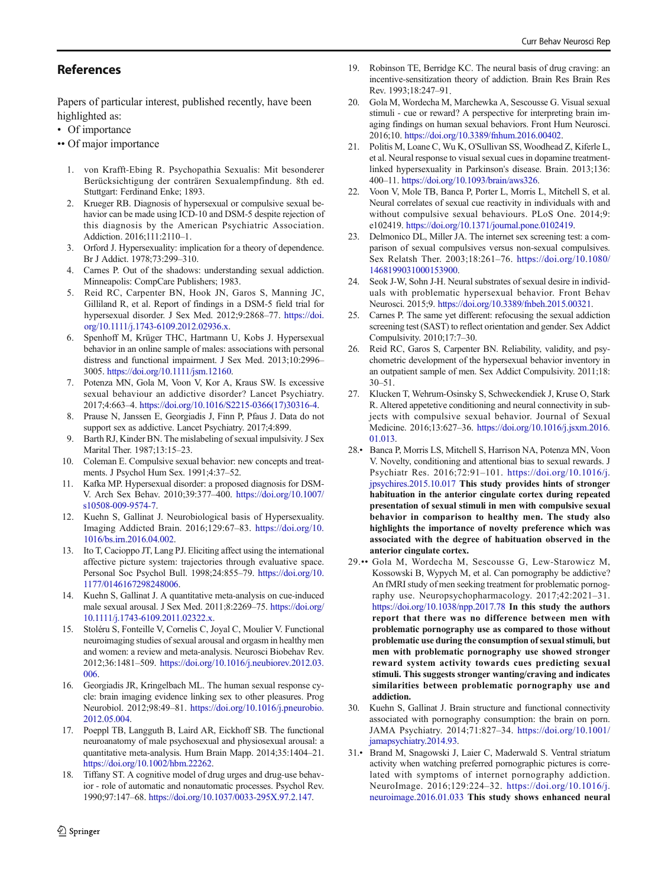## References

Papers of particular interest, published recently, have been highlighted as:

- • Of importance
- •• Of major importance

1. von Krafft-Ebing R. Psychopathia Sexualis: Mit besonderer Berücksichtigung der conträren Sexualempfindung. 8th ed. Stuttgart: Ferdinand Enke; 1893.
2. Krueger RB. Diagnosis of hypersexual or compulsive sexual behavior can be made using ICD-10 and DSM-5 despite rejection of this diagnosis by the American Psychiatric Association. Addiction. 2016;111:2110–1.
3. Orford J. Hypersexuality: implication for a theory of dependence. Br J Addict. 1978;73:299–310.
4. Carnes P. Out of the shadows: understanding sexual addiction. Minneapolis: CompCare Publishers; 1983.
5. Reid RC, Carpenter BN, Hook JN, Garos S, Manning JC, Gilliland R, et al. Report of findings in a DSM-5 field trial for hypersexual disorder. J Sex Med. 2012;9:2868–77. https://doi.org/10.1111/j.1743-6109.2012.02936.x.
6. Spenhoff M, Krüger THC, Hartmann U, Kobs J. Hypersexual behavior in an online sample of males: associations with personal distress and functional impairment. J Sex Med. 2013;10:2996–3005. https://doi.org/10.1111/jsm.12160.
7. Potenza MN, Gola M, Voon V, Kor A, Kraus SW. Is excessive sexual behaviour an addictive disorder? Lancet Psychiatry. 2017;4:663–4. https://doi.org/10.1016/S2215-0366(17)30316-4.
8. Prause N, Janssen E, Georgiadis J, Finn P, Pfaus J. Data do not support sex as addictive. Lancet Psychiatry. 2017;4:899.
9. Barth RJ, Kinder BN. The mislabeling of sexual impulsivity. J Sex Marital Ther. 1987;13:15–23.
10. Coleman E. Compulsive sexual behavior: new concepts and treatments. J Psychol Hum Sex. 1991;4:37–52.
11. Kafka MP. Hypersexual disorder: a proposed diagnosis for DSM-V. Arch Sex Behav. 2010;39:377–400. https://doi.org/10.1007/s10508-009-9574-7.
12. Kuehn S, Gallinat J. Neurobiological basis of Hypersexuality. Imaging Addicted Brain. 2016;129:67–83. https://doi.org/10.1016/bs.irn.2016.04.002.
13. Ito T, Cacioppo JT, Lang PJ. Eliciting affect using the international affective picture system: trajectories through evaluative space. Personal Soc Psychol Bull. 1998;24:855–79. https://doi.org/10.1177/0146167298248006.
14. Kuehn S, Gallinat J. A quantitative meta-analysis on cue-induced male sexual arousal. J Sex Med. 2011;8:2269–75. https://doi.org/10.1111/j.1743-6109.2011.02322.x.
15. Stoléru S, Fonteille V, Cornelis C, Joyal C, Moulier V. Functional neuroimaging studies of sexual arousal and orgasm in healthy men and women: a review and meta-analysis. Neurosci Biobehav Rev. 2012;36:1481–509. https://doi.org/10.1016/j.neubiorev.2012.03.006.
16. Georgiadis JR, Kringelbach ML. The human sexual response cycle: brain imaging evidence linking sex to other pleasures. Prog Neurobiol. 2012;98:49–81. https://doi.org/10.1016/j.pneurobio.2012.05.004.
17. Poeppl TB, Langguth B, Laird AR, Eickhoff SB. The functional neuroanatomy of male psychosexual and physiosexual arousal: a quantitative meta-analysis. Hum Brain Mapp. 2014;35:1404–21. https://doi.org/10.1002/hbm.22262.
18. Tiffany ST. A cognitive model of drug urges and drug-use behavior - role of automatic and nonautomatic processes. Psychol Rev. 1990;97:147–68. https://doi.org/10.1037/0033-295X.97.2.147.
19. Robinson TE, Berridge KC. The neural basis of drug craving: an incentive-sensitization theory of addiction. Brain Res Brain Res Rev. 1993;18:247–91.
20. Gola M, Wordecha M, Marchewka A, Sescousse G. Visual sexual stimuli - cue or reward? A perspective for interpreting brain imaging findings on human sexual behaviors. Front Hum Neurosci. 2016;10. https://doi.org/10.3389/fnhum.2016.00402.
21. Politis M, Loane C, Wu K, O'Sullivan SS, Woodhead Z, Kiferle L, et al. Neural response to visual sexual cues in dopamine treatment-linked hypersexuality in Parkinson's disease. Brain. 2013;136:400–11. https://doi.org/10.1093/brain/aws326.
22. Voon V, Mole TB, Banca P, Porter L, Morris L, Mitchell S, et al. Neural correlates of sexual cue reactivity in individuals with and without compulsive sexual behaviours. PLoS One. 2014;9:e102419. https://doi.org/10.1371/journal.pone.0102419.
23. Delmonico DL, Miller JA. The internet sex screening test: a comparison of sexual compulsives versus non-sexual compulsives. Sex Relatsh Ther. 2003;18:261–76. https://doi.org/10.1080/1468199031000153900.
24. Seok J-W, Sohn J-H. Neural substrates of sexual desire in individuals with problematic hypersexual behavior. Front Behav Neurosci. 2015;9. https://doi.org/10.3389/fnbeh.2015.00321.
25. Carnes P. The same yet different: refocusing the sexual addiction screening test (SAST) to reflect orientation and gender. Sex Addict Compulsivity. 2010;17:7–30.
26. Reid RC, Garos S, Carpenter BN. Reliability, validity, and psychometric development of the hypersexual behavior inventory in an outpatient sample of men. Sex Addict Compulsivity. 2011;18:30–51.
27. Klucken T, Wehrum-Osinsky S, Schweckendiek J, Kruse O, Stark R. Altered appetetive conditioning and neural connectivity in subjects with compulsive sexual behavior. Journal of Sexual Medicine. 2016;13:627–36. https://doi.org/10.1016/j.jsxm.2016.01.013.
28. • Banca P, Morris LS, Mitchell S, Harrison NA, Potenza MN, Voon V. Novelty, conditioning and attentional bias to sexual rewards. J Psychiatr Res. 2016;72:91–101. https://doi.org/10.1016/j.jpsychires.2015.10.017 **This study provides hints of stronger habituation in the anterior cingulate cortex during repeated presentation of sexual stimuli in men with compulsive sexual behavior in comparison to healthy men. The study also highlights the importance of novelty preference which was associated with the degree of habituation observed in the anterior cingulate cortex.**
29. •• Gola M, Wordecha M, Sescousse G, Lew-Starowicz M, Kossowski B, Wypych M, et al. Can pornography be addictive? An fMRI study of men seeking treatment for problematic pornography use. Neuropsychopharmacology. 2017;42:2021–31. https://doi.org/10.1038/npp.2017.78 **In this study the authors report that there was no difference between men with problematic pornography use as compared to those without problematic use during the consumption of sexual stimuli, but men with problematic pornography use showed stronger reward system activity towards cues predicting sexual stimuli. This suggests stronger wanting/craving and indicates similarities between problematic pornography use and addiction.**
30. Kuehn S, Gallinat J. Brain structure and functional connectivity associated with pornography consumption: the brain on porn. JAMA Psychiatry. 2014;71:827–34. https://doi.org/10.1001/jamapsychiatry.2014.93.
31. • Brand M, Snagowski J, Laier C, Maderwald S. Ventral striatum activity when watching preferred pornographic pictures is correlated with symptoms of internet pornography addiction. NeuroImage. 2016;129:224–32. https://doi.org/10.1016/j.neuroimage.2016.01.033 **This study shows enhanced neural**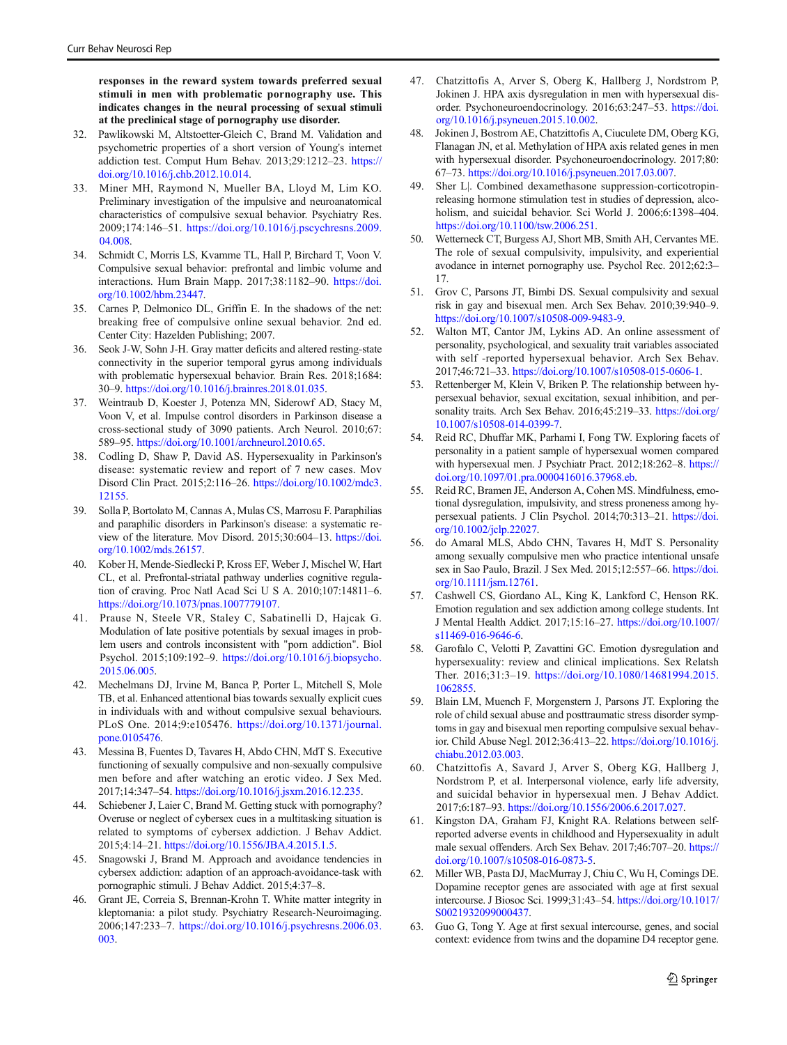**responses in the reward system towards preferred sexual stimuli in men with problematic pornography use. This indicates changes in the neural processing of sexual stimuli at the preclinical stage of pornography use disorder.**

32. Pawlikowski M, Altstoetter-Gleich C, Brand M. Validation and psychometric properties of a short version of Young's internet addiction test. Comput Hum Behav. 2013;29:1212–23. https://doi.org/10.1016/j.chb.2012.10.014.
33. Miner MH, Raymond N, Mueller BA, Lloyd M, Lim KO. Preliminary investigation of the impulsive and neuroanatomical characteristics of compulsive sexual behavior. Psychiatry Res. 2009;174:146–51. https://doi.org/10.1016/j.pscychresns.2009.04.008.
34. Schmidt C, Morris LS, Kvamme TL, Hall P, Birchard T, Voon V. Compulsive sexual behavior: prefrontal and limbic volume and interactions. Hum Brain Mapp. 2017;38:1182–90. https://doi.org/10.1002/hbm.23447.
35. Carnes P, Delmonico DL, Griffin E. In the shadows of the net: breaking free of compulsive online sexual behavior. 2nd ed. Center City: Hazelden Publishing; 2007.
36. Seok J-W, Sohn J-H. Gray matter deficits and altered resting-state connectivity in the superior temporal gyrus among individuals with problematic hypersexual behavior. Brain Res. 2018;1684:30–9. https://doi.org/10.1016/j.brainres.2018.01.035.
37. Weintraub D, Koester J, Potenza MN, Siderowf AD, Stacy M, Voon V, et al. Impulse control disorders in Parkinson disease a cross-sectional study of 3090 patients. Arch Neurol. 2010;67:589–95. https://doi.org/10.1001/archneurol.2010.65.
38. Codling D, Shaw P, David AS. Hypersexuality in Parkinson's disease: systematic review and report of 7 new cases. Mov Disord Clin Pract. 2015;2:116–26. https://doi.org/10.1002/mdc3.12155.
39. Solla P, Bortolato M, Cannas A, Mulas CS, Marrosu F. Paraphilias and paraphilic disorders in Parkinson's disease: a systematic review of the literature. Mov Disord. 2015;30:604–13. https://doi.org/10.1002/mds.26157.
40. Kober H, Mende-Siedlecki P, Kross EF, Weber J, Mischel W, Hart CL, et al. Prefrontal-striatal pathway underlies cognitive regulation of craving. Proc Natl Acad Sci U S A. 2010;107:14811–6. https://doi.org/10.1073/pnas.1007779107.
41. Prause N, Steele VR, Staley C, Sabatinelli D, Hajcak G. Modulation of late positive potentials by sexual images in problem users and controls inconsistent with "porn addiction". Biol Psychol. 2015;109:192–9. https://doi.org/10.1016/j.biopsycho.2015.06.005.
42. Mechelmans DJ, Irvine M, Banca P, Porter L, Mitchell S, Mole TB, et al. Enhanced attentional bias towards sexually explicit cues in individuals with and without compulsive sexual behaviours. PLoS One. 2014;9:e105476. https://doi.org/10.1371/journal.pone.0105476.
43. Messina B, Fuentes D, Tavares H, Abdo CHN, MdT S. Executive functioning of sexually compulsive and non-sexually compulsive men before and after watching an erotic video. J Sex Med. 2017;14:347–54. https://doi.org/10.1016/j.jsxm.2016.12.235.
44. Schiebener J, Laier C, Brand M. Getting stuck with pornography? Overuse or neglect of cybersex cues in a multitasking situation is related to symptoms of cybersex addiction. J Behav Addict. 2015;4:14–21. https://doi.org/10.1556/JBA.4.2015.1.5.
45. Snagowski J, Brand M. Approach and avoidance tendencies in cybersex addiction: adaption of an approach-avoidance-task with pornographic stimuli. J Behav Addict. 2015;4:37–8.
46. Grant JE, Correia S, Brennan-Krohn T. White matter integrity in kleptomania: a pilot study. Psychiatry Research-Neuroimaging. 2006;147:233–7. https://doi.org/10.1016/j.psychresns.2006.03.003.
47. Chatzittofis A, Arver S, Oberg K, Hallberg J, Nordstrom P, Jokinen J. HPA axis dysregulation in men with hypersexual disorder. Psychoneuroendocrinology. 2016;63:247–53. https://doi.org/10.1016/j.psyneuen.2015.10.002.
48. Jokinen J, Bostrom AE, Chatzittofis A, Ciuculete DM, Oberg KG, Flanagan JN, et al. Methylation of HPA axis related genes in men with hypersexual disorder. Psychoneuroendocrinology. 2017;80:67–73. https://doi.org/10.1016/j.psyneuen.2017.03.007.
49. Sher L|. Combined dexamethasone suppression-corticotropin-releasing hormone stimulation test in studies of depression, alcoholism, and suicidal behavior. Sci World J. 2006;6:1398–404. https://doi.org/10.1100/tsw.2006.251.
50. Wetterneck CT, Burgess AJ, Short MB, Smith AH, Cervantes ME. The role of sexual compulsivity, impulsivity, and experiential avodance in internet pornography use. Psychol Rec. 2012;62:3–17.
51. Grov C, Parsons JT, Bimbi DS. Sexual compulsivity and sexual risk in gay and bisexual men. Arch Sex Behav. 2010;39:940–9. https://doi.org/10.1007/s10508-009-9483-9.
52. Walton MT, Cantor JM, Lykins AD. An online assessment of personality, psychological, and sexuality trait variables associated with self -reported hypersexual behavior. Arch Sex Behav. 2017;46:721–33. https://doi.org/10.1007/s10508-015-0606-1.
53. Rettenberger M, Klein V, Briken P. The relationship between hypersexual behavior, sexual excitation, sexual inhibition, and personality traits. Arch Sex Behav. 2016;45:219–33. https://doi.org/10.1007/s10508-014-0399-7.
54. Reid RC, Dhuffar MK, Parhami I, Fong TW. Exploring facets of personality in a patient sample of hypersexual women compared with hypersexual men. J Psychiatr Pract. 2012;18:262–8. https://doi.org/10.1097/01.pra.0000416016.37968.eb.
55. Reid RC, Bramen JE, Anderson A, Cohen MS. Mindfulness, emotional dysregulation, impulsivity, and stress proneness among hypersexual patients. J Clin Psychol. 2014;70:313–21. https://doi.org/10.1002/jclp.22027.
56. do Amaral MLS, Abdo CHN, Tavares H, MdT S. Personality among sexually compulsive men who practice intentional unsafe sex in Sao Paulo, Brazil. J Sex Med. 2015;12:557–66. https://doi.org/10.1111/jsm.12761.
57. Cashwell CS, Giordano AL, King K, Lankford C, Henson RK. Emotion regulation and sex addiction among college students. Int J Mental Health Addict. 2017;15:16–27. https://doi.org/10.1007/s11469-016-9646-6.
58. Garofalo C, Velotti P, Zavattini GC. Emotion dysregulation and hypersexuality: review and clinical implications. Sex Relatsh Ther. 2016;31:3–19. https://doi.org/10.1080/14681994.2015.1062855.
59. Blain LM, Muench F, Morgenstern J, Parsons JT. Exploring the role of child sexual abuse and posttraumatic stress disorder symptoms in gay and bisexual men reporting compulsive sexual behavior. Child Abuse Negl. 2012;36:413–22. https://doi.org/10.1016/j.chiabu.2012.03.003.
60. Chatzittofis A, Savard J, Arver S, Oberg KG, Hallberg J, Nordstrom P, et al. Interpersonal violence, early life adversity, and suicidal behavior in hypersexual men. J Behav Addict. 2017;6:187–93. https://doi.org/10.1556/2006.6.2017.027.
61. Kingston DA, Graham FJ, Knight RA. Relations between self-reported adverse events in childhood and Hypersexuality in adult male sexual offenders. Arch Sex Behav. 2017;46:707–20. https://doi.org/10.1007/s10508-016-0873-5.
62. Miller WB, Pasta DJ, MacMurray J, Chiu C, Wu H, Comings DE. Dopamine receptor genes are associated with age at first sexual intercourse. J Biosoc Sci. 1999;31:43–54. https://doi.org/10.1017/S0021932099000437.
63. Guo G, Tong Y. Age at first sexual intercourse, genes, and social context: evidence from twins and the dopamine D4 receptor gene.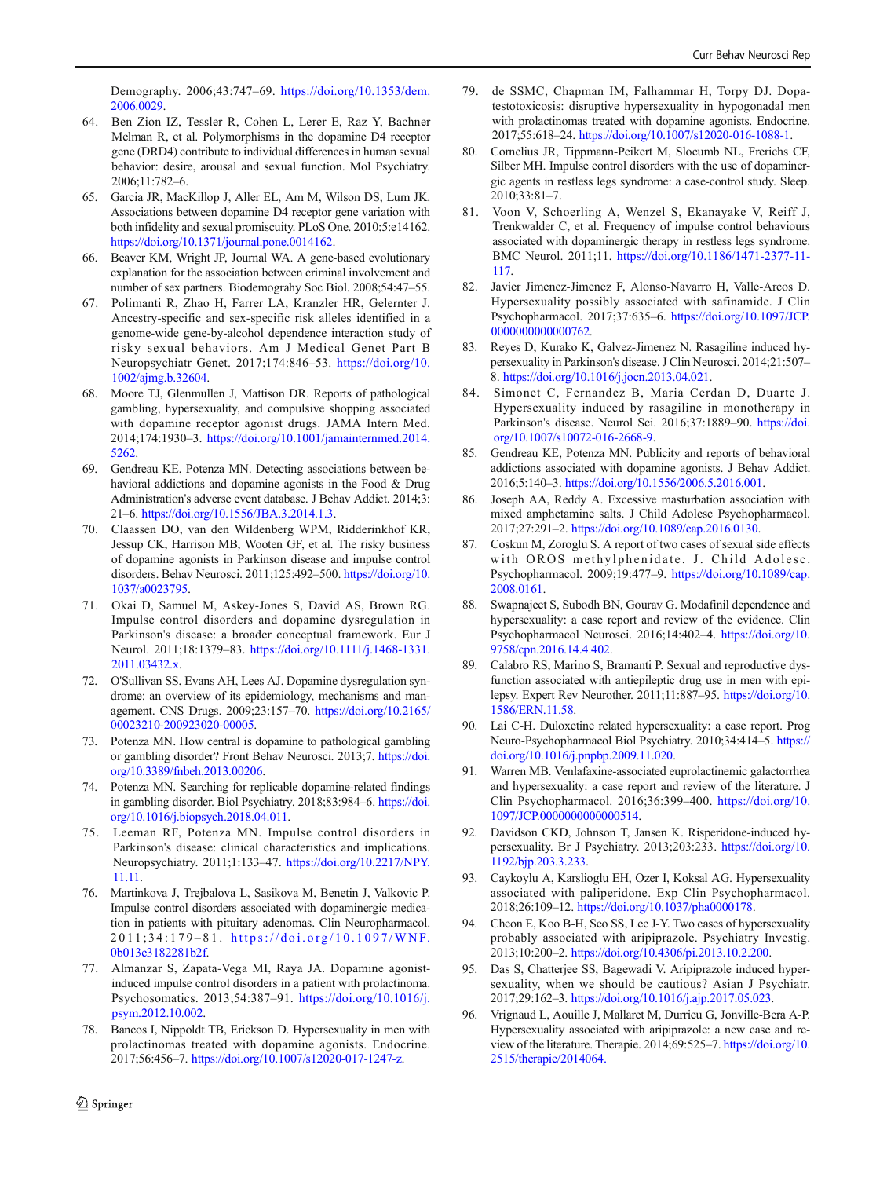Demography. 2006;43:747–69. https://doi.org/10.1353/dem.2006.0029.

64. Ben Zion IZ, Tessler R, Cohen L, Lerer E, Raz Y, Bachner Melman R, et al. Polymorphisms in the dopamine D4 receptor gene (DRD4) contribute to individual differences in human sexual behavior: desire, arousal and sexual function. Mol Psychiatry. 2006;11:782–6.
65. Garcia JR, MacKillop J, Aller EL, Am M, Wilson DS, Lum JK. Associations between dopamine D4 receptor gene variation with both infidelity and sexual promiscuity. PLoS One. 2010;5:e14162. https://doi.org/10.1371/journal.pone.0014162.
66. Beaver KM, Wright JP, Journal WA. A gene-based evolutionary explanation for the association between criminal involvement and number of sex partners. Biodemograhy Soc Biol. 2008;54:47–55.
67. Polimanti R, Zhao H, Farrer LA, Kranzler HR, Gelernter J. Ancestry-specific and sex-specific risk alleles identified in a genome-wide gene-by-alcohol dependence interaction study of risky sexual behaviors. Am J Medical Genet Part B Neuropsychiatr Genet. 2017;174:846–53. https://doi.org/10.1002/ajmg.b.32604.
68. Moore TJ, Glenmullen J, Mattison DR. Reports of pathological gambling, hypersexuality, and compulsive shopping associated with dopamine receptor agonist drugs. JAMA Intern Med. 2014;174:1930–3. https://doi.org/10.1001/jamainternmed.2014.5262.
69. Gendreau KE, Potenza MN. Detecting associations between behavioral addictions and dopamine agonists in the Food & Drug Administration's adverse event database. J Behav Addict. 2014;3:21–6. https://doi.org/10.1556/JBA.3.2014.1.3.
70. Claassen DO, van den Wildenberg WPM, Ridderinkhof KR, Jessup CK, Harrison MB, Wooten GF, et al. The risky business of dopamine agonists in Parkinson disease and impulse control disorders. Behav Neurosci. 2011;125:492–500. https://doi.org/10.1037/a0023795.
71. Okai D, Samuel M, Askey-Jones S, David AS, Brown RG. Impulse control disorders and dopamine dysregulation in Parkinson's disease: a broader conceptual framework. Eur J Neurol. 2011;18:1379–83. https://doi.org/10.1111/j.1468-1331.2011.03432.x.
72. O'Sullivan SS, Evans AH, Lees AJ. Dopamine dysregulation syndrome: an overview of its epidemiology, mechanisms and management. CNS Drugs. 2009;23:157–70. https://doi.org/10.2165/00023210-200923020-00005.
73. Potenza MN. How central is dopamine to pathological gambling or gambling disorder? Front Behav Neurosci. 2013;7. https://doi.org/10.3389/fnbeh.2013.00206.
74. Potenza MN. Searching for replicable dopamine-related findings in gambling disorder. Biol Psychiatry. 2018;83:984–6. https://doi.org/10.1016/j.biopsych.2018.04.011.
75. Leeman RF, Potenza MN. Impulse control disorders in Parkinson's disease: clinical characteristics and implications. Neuropsychiatry. 2011;1:133–47. https://doi.org/10.2217/NPY.11.11.
76. Martinkova J, Trejbalova L, Sasikova M, Benetin J, Valkovic P. Impulse control disorders associated with dopaminergic medication in patients with pituitary adenomas. Clin Neuropharmacol. 2011;34:179–81. https://doi.org/10.1097/WNF.0b013e3182281b2f.
77. Almanzar S, Zapata-Vega MI, Raya JA. Dopamine agonist-induced impulse control disorders in a patient with prolactinoma. Psychosomatics. 2013;54:387–91. https://doi.org/10.1016/j.psym.2012.10.002.
78. Bancos I, Nippoldt TB, Erickson D. Hypersexuality in men with prolactinomas treated with dopamine agonists. Endocrine. 2017;56:456–7. https://doi.org/10.1007/s12020-017-1247-z.
79. de SSMC, Chapman IM, Falhammar H, Torpy DJ. Dopa-testotoxicosis: disruptive hypersexuality in hypogonadal men with prolactinomas treated with dopamine agonists. Endocrine. 2017;55:618–24. https://doi.org/10.1007/s12020-016-1088-1.
80. Cornelius JR, Tippmann-Peikert M, Slocumb NL, Frerichs CF, Silber MH. Impulse control disorders with the use of dopaminergic agents in restless legs syndrome: a case-control study. Sleep. 2010;33:81–7.
81. Voon V, Schoerling A, Wenzel S, Ekanayake V, Reiff J, Trenkwalder C, et al. Frequency of impulse control behaviours associated with dopaminergic therapy in restless legs syndrome. BMC Neurol. 2011;11. https://doi.org/10.1186/1471-2377-11-117.
82. Javier Jimenez-Jimenez F, Alonso-Navarro H, Valle-Arcos D. Hypersexuality possibly associated with safinamide. J Clin Psychopharmacol. 2017;37:635–6. https://doi.org/10.1097/JCP.0000000000000762.
83. Reyes D, Kurako K, Galvez-Jimenez N. Rasagiline induced hypersexuality in Parkinson's disease. J Clin Neurosci. 2014;21:507–8. https://doi.org/10.1016/j.jocn.2013.04.021.
84. Simonet C, Fernandez B, Maria Cerdan D, Duarte J. Hypersexuality induced by rasagiline in monotherapy in Parkinson's disease. Neurol Sci. 2016;37:1889–90. https://doi.org/10.1007/s10072-016-2668-9.
85. Gendreau KE, Potenza MN. Publicity and reports of behavioral addictions associated with dopamine agonists. J Behav Addict. 2016;5:140–3. https://doi.org/10.1556/2006.5.2016.001.
86. Joseph AA, Reddy A. Excessive masturbation association with mixed amphetamine salts. J Child Adolesc Psychopharmacol. 2017;27:291–2. https://doi.org/10.1089/cap.2016.0130.
87. Coskun M, Zoroglu S. A report of two cases of sexual side effects with OROS methylphenidate. J. Child Adolesc. Psychopharmacol. 2009;19:477–9. https://doi.org/10.1089/cap.2008.0161.
88. Swapnajeet S, Subodh BN, Gourav G. Modafinil dependence and hypersexuality: a case report and review of the evidence. Clin Psychopharmacol Neurosci. 2016;14:402–4. https://doi.org/10.9758/cpn.2016.14.4.402.
89. Calabro RS, Marino S, Bramanti P. Sexual and reproductive dysfunction associated with antiepileptic drug use in men with epilepsy. Expert Rev Neurother. 2011;11:887–95. https://doi.org/10.1586/ERN.11.58.
90. Lai C-H. Duloxetine related hypersexuality: a case report. Prog Neuro-Psychopharmacol Biol Psychiatry. 2010;34:414–5. https://doi.org/10.1016/j.pnpbp.2009.11.020.
91. Warren MB. Venlafaxine-associated euprolactinemic galactorrhea and hypersexuality: a case report and review of the literature. J Clin Psychopharmacol. 2016;36:399–400. https://doi.org/10.1097/JCP.0000000000000514.
92. Davidson CKD, Johnson T, Jansen K. Risperidone-induced hypersexuality. Br J Psychiatry. 2013;203:233. https://doi.org/10.1192/bjp.203.3.233.
93. Caykoylu A, Karslioglu EH, Ozer I, Koksal AG. Hypersexuality associated with paliperidone. Exp Clin Psychopharmacol. 2018;26:109–12. https://doi.org/10.1037/pha0000178.
94. Cheon E, Koo B-H, Seo SS, Lee J-Y. Two cases of hypersexuality probably associated with aripiprazole. Psychiatry Investig. 2013;10:200–2. https://doi.org/10.4306/pi.2013.10.2.200.
95. Das S, Chatterjee SS, Bagewadi V. Aripiprazole induced hypersexuality, when we should be cautious? Asian J Psychiatr. 2017;29:162–3. https://doi.org/10.1016/j.ajp.2017.05.023.
96. Vrignaud L, Aouille J, Mallaret M, Durrieu G, Jonville-Bera A-P. Hypersexuality associated with aripiprazole: a new case and review of the literature. Therapie. 2014;69:525–7. https://doi.org/10.2515/therapie/2014064.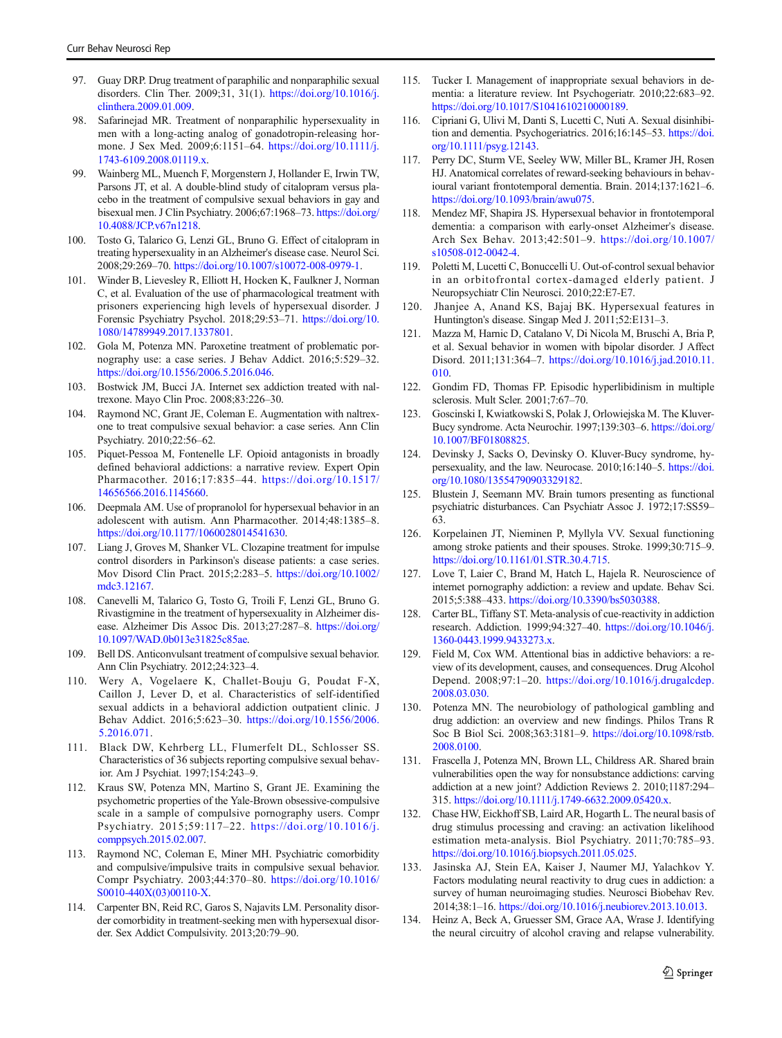97. Guay DRP. Drug treatment of paraphilic and nonparaphilic sexual disorders. Clin Ther. 2009;31, 31(1). https://doi.org/10.1016/j.clinthera.2009.01.009.
98. Safarinejad MR. Treatment of nonparaphilic hypersexuality in men with a long-acting analog of gonadotropin-releasing hormone. J Sex Med. 2009;6:1151–64. https://doi.org/10.1111/j.1743-6109.2008.01119.x.
99. Wainberg ML, Muench F, Morgenstern J, Hollander E, Irwin TW, Parsons JT, et al. A double-blind study of citalopram versus placebo in the treatment of compulsive sexual behaviors in gay and bisexual men. J Clin Psychiatry. 2006;67:1968–73. https://doi.org/10.4088/JCP.v67n1218.
100. Tosto G, Talarico G, Lenzi GL, Bruno G. Effect of citalopram in treating hypersexuality in an Alzheimer's disease case. Neurol Sci. 2008;29:269–70. https://doi.org/10.1007/s10072-008-0979-1.
101. Winder B, Lievesley R, Elliott H, Hocken K, Faulkner J, Norman C, et al. Evaluation of the use of pharmacological treatment with prisoners experiencing high levels of hypersexual disorder. J Forensic Psychiatry Psychol. 2018;29:53–71. https://doi.org/10.1080/14789949.2017.1337801.
102. Gola M, Potenza MN. Paroxetine treatment of problematic pornography use: a case series. J Behav Addict. 2016;5:529–32. https://doi.org/10.1556/2006.5.2016.046.
103. Bostwick JM, Bucci JA. Internet sex addiction treated with naltrexone. Mayo Clin Proc. 2008;83:226–30.
104. Raymond NC, Grant JE, Coleman E. Augmentation with naltrexone to treat compulsive sexual behavior: a case series. Ann Clin Psychiatry. 2010;22:56–62.
105. Piquet-Pessoa M, Fontenelle LF. Opioid antagonists in broadly defined behavioral addictions: a narrative review. Expert Opin Pharmacother. 2016;17:835–44. https://doi.org/10.1517/14656566.2016.1145660.
106. Deepmala AM. Use of propranolol for hypersexual behavior in an adolescent with autism. Ann Pharmacother. 2014;48:1385–8. https://doi.org/10.1177/1060028014541630.
107. Liang J, Groves M, Shanker VL. Clozapine treatment for impulse control disorders in Parkinson's disease patients: a case series. Mov Disord Clin Pract. 2015;2:283–5. https://doi.org/10.1002/mdc3.12167.
108. Canevelli M, Talarico G, Tosto G, Troili F, Lenzi GL, Bruno G. Rivastigmine in the treatment of hypersexuality in Alzheimer disease. Alzheimer Dis Assoc Dis. 2013;27:287–8. https://doi.org/10.1097/WAD.0b013e31825c85ae.
109. Bell DS. Anticonvulsant treatment of compulsive sexual behavior. Ann Clin Psychiatry. 2012;24:323–4.
110. Wery A, Vogelaere K, Challet-Bouju G, Poudat F-X, Caillon J, Lever D, et al. Characteristics of self-identified sexual addicts in a behavioral addiction outpatient clinic. J Behav Addict. 2016;5:623–30. https://doi.org/10.1556/2006.5.2016.071.
111. Black DW, Kehrberg LL, Flumerfelt DL, Schlosser SS. Characteristics of 36 subjects reporting compulsive sexual behavior. Am J Psychiat. 1997;154:243–9.
112. Kraus SW, Potenza MN, Martino S, Grant JE. Examining the psychometric properties of the Yale-Brown obsessive-compulsive scale in a sample of compulsive pornography users. Compr Psychiatry. 2015;59:117–22. https://doi.org/10.1016/j.comppsych.2015.02.007.
113. Raymond NC, Coleman E, Miner MH. Psychiatric comorbidity and compulsive/impulsive traits in compulsive sexual behavior. Compr Psychiatry. 2003;44:370–80. https://doi.org/10.1016/S0010-440X(03)00110-X.
114. Carpenter BN, Reid RC, Garos S, Najavits LM. Personality disorder comorbidity in treatment-seeking men with hypersexual disorder. Sex Addict Compulsivity. 2013;20:79–90.
115. Tucker I. Management of inappropriate sexual behaviors in dementia: a literature review. Int Psychogeriatr. 2010;22:683–92. https://doi.org/10.1017/S1041610210000189.
116. Cipriani G, Ulivi M, Danti S, Lucetti C, Nuti A. Sexual disinhibition and dementia. Psychogeriatrics. 2016;16:145–53. https://doi.org/10.1111/psyg.12143.
117. Perry DC, Sturm VE, Seeley WW, Miller BL, Kramer JH, Rosen HJ. Anatomical correlates of reward-seeking behaviours in behavioural variant frontotemporal dementia. Brain. 2014;137:1621–6. https://doi.org/10.1093/brain/awu075.
118. Mendez MF, Shapira JS. Hypersexual behavior in frontotemporal dementia: a comparison with early-onset Alzheimer's disease. Arch Sex Behav. 2013;42:501–9. https://doi.org/10.1007/s10508-012-0042-4.
119. Poletti M, Lucetti C, Bonuccelli U. Out-of-control sexual behavior in an orbitofrontal cortex-damaged elderly patient. J Neuropsychiatr Clin Neurosci. 2010;22:E7-E7.
120. Jhanjee A, Anand KS, Bajaj BK. Hypersexual features in Huntington's disease. Singap Med J. 2011;52:E131–3.
121. Mazza M, Harnic D, Catalano V, Di Nicola M, Bruschi A, Bria P, et al. Sexual behavior in women with bipolar disorder. J Affect Disord. 2011;131:364–7. https://doi.org/10.1016/j.jad.2010.11.010.
122. Gondim FD, Thomas FP. Episodic hyperlibidinism in multiple sclerosis. Mult Scler. 2001;7:67–70.
123. Goscinski I, Kwiatkowski S, Polak J, Orlowiejska M. The Kluver-Bucy syndrome. Acta Neurochir. 1997;139:303–6. https://doi.org/10.1007/BF01808825.
124. Devinsky J, Sacks O, Devinsky O. Kluver-Bucy syndrome, hypersexuality, and the law. Neurocase. 2010;16:140–5. https://doi.org/10.1080/13554790903329182.
125. Blustein J, Seemann MV. Brain tumors presenting as functional psychiatric disturbances. Can Psychiatr Assoc J. 1972;17:SS59–63.
126. Korpelainen JT, Nieminen P, Myllyla VV. Sexual functioning among stroke patients and their spouses. Stroke. 1999;30:715–9. https://doi.org/10.1161/01.STR.30.4.715.
127. Love T, Laier C, Brand M, Hatch L, Hajela R. Neuroscience of internet pornography addiction: a review and update. Behav Sci. 2015;5:388–433. https://doi.org/10.3390/bs5030388.
128. Carter BL, Tiffany ST. Meta-analysis of cue-reactivity in addiction research. Addiction. 1999;94:327–40. https://doi.org/10.1046/j.1360-0443.1999.9433273.x.
129. Field M, Cox WM. Attentional bias in addictive behaviors: a review of its development, causes, and consequences. Drug Alcohol Depend. 2008;97:1–20. https://doi.org/10.1016/j.drugalcdep.2008.03.030.
130. Potenza MN. The neurobiology of pathological gambling and drug addiction: an overview and new findings. Philos Trans R Soc B Biol Sci. 2008;363:3181–9. https://doi.org/10.1098/rstb.2008.0100.
131. Frascella J, Potenza MN, Brown LL, Childress AR. Shared brain vulnerabilities open the way for nonsubstance addictions: carving addiction at a new joint? Addiction Reviews 2. 2010;1187:294–315. https://doi.org/10.1111/j.1749-6632.2009.05420.x.
132. Chase HW, Eickhoff SB, Laird AR, Hogarth L. The neural basis of drug stimulus processing and craving: an activation likelihood estimation meta-analysis. Biol Psychiatry. 2011;70:785–93. https://doi.org/10.1016/j.biopsych.2011.05.025.
133. Jasinska AJ, Stein EA, Kaiser J, Naumer MJ, Yalachkov Y. Factors modulating neural reactivity to drug cues in addiction: a survey of human neuroimaging studies. Neurosci Biobehav Rev. 2014;38:1–16. https://doi.org/10.1016/j.neubiorev.2013.10.013.
134. Heinz A, Beck A, Gruesser SM, Grace AA, Wrase J. Identifying the neural circuitry of alcohol craving and relapse vulnerability.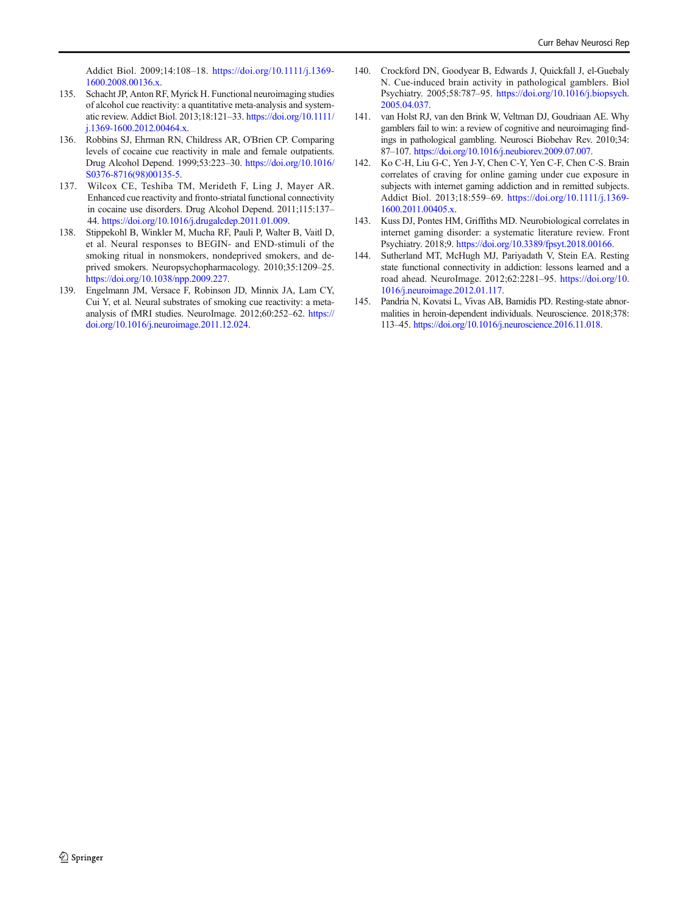Addict Biol. 2009;14:108–18. https://doi.org/10.1111/j.1369-1600.2008.00136.x.

135. Schacht JP, Anton RF, Myrick H. Functional neuroimaging studies of alcohol cue reactivity: a quantitative meta-analysis and systematic review. Addict Biol. 2013;18:121–33. https://doi.org/10.1111/j.1369-1600.2012.00464.x.
136. Robbins SJ, Ehrman RN, Childress AR, O'Brien CP. Comparing levels of cocaine cue reactivity in male and female outpatients. Drug Alcohol Depend. 1999;53:223–30. https://doi.org/10.1016/S0376-8716(98)00135-5.
137. Wilcox CE, Teshiba TM, Merideth F, Ling J, Mayer AR. Enhanced cue reactivity and fronto-striatal functional connectivity in cocaine use disorders. Drug Alcohol Depend. 2011;115:137–44. https://doi.org/10.1016/j.drugalcdep.2011.01.009.
138. Stippekohl B, Winkler M, Mucha RF, Pauli P, Walter B, Vaitl D, et al. Neural responses to BEGIN- and END-stimuli of the smoking ritual in nonsmokers, nondeprived smokers, and deprived smokers. Neuropsychopharmacology. 2010;35:1209–25. https://doi.org/10.1038/npp.2009.227.
139. Engelmann JM, Versace F, Robinson JD, Minnix JA, Lam CY, Cui Y, et al. Neural substrates of smoking cue reactivity: a meta-analysis of fMRI studies. NeuroImage. 2012;60:252–62. https://doi.org/10.1016/j.neuroimage.2011.12.024.
140. Crockford DN, Goodyear B, Edwards J, Quickfall J, el-Guebaly N. Cue-induced brain activity in pathological gamblers. Biol Psychiatry. 2005;58:787–95. https://doi.org/10.1016/j.biopsych.2005.04.037.
141. van Holst RJ, van den Brink W, Veltman DJ, Goudriaan AE. Why gamblers fail to win: a review of cognitive and neuroimaging findings in pathological gambling. Neurosci Biobehav Rev. 2010;34:87–107. https://doi.org/10.1016/j.neubiorev.2009.07.007.
142. Ko C-H, Liu G-C, Yen J-Y, Chen C-Y, Yen C-F, Chen C-S. Brain correlates of craving for online gaming under cue exposure in subjects with internet gaming addiction and in remitted subjects. Addict Biol. 2013;18:559–69. https://doi.org/10.1111/j.1369-1600.2011.00405.x.
143. Kuss DJ, Pontes HM, Griffiths MD. Neurobiological correlates in internet gaming disorder: a systematic literature review. Front Psychiatry. 2018;9. https://doi.org/10.3389/fpsyt.2018.00166.
144. Sutherland MT, McHugh MJ, Pariyadath V, Stein EA. Resting state functional connectivity in addiction: lessons learned and a road ahead. NeuroImage. 2012;62:2281–95. https://doi.org/10.1016/j.neuroimage.2012.01.117.
145. Pandria N, Kovatsi L, Vivas AB, Bamidis PD. Resting-state abnormalities in heroin-dependent individuals. Neuroscience. 2018;378:113–45. https://doi.org/10.1016/j.neuroscience.2016.11.018.